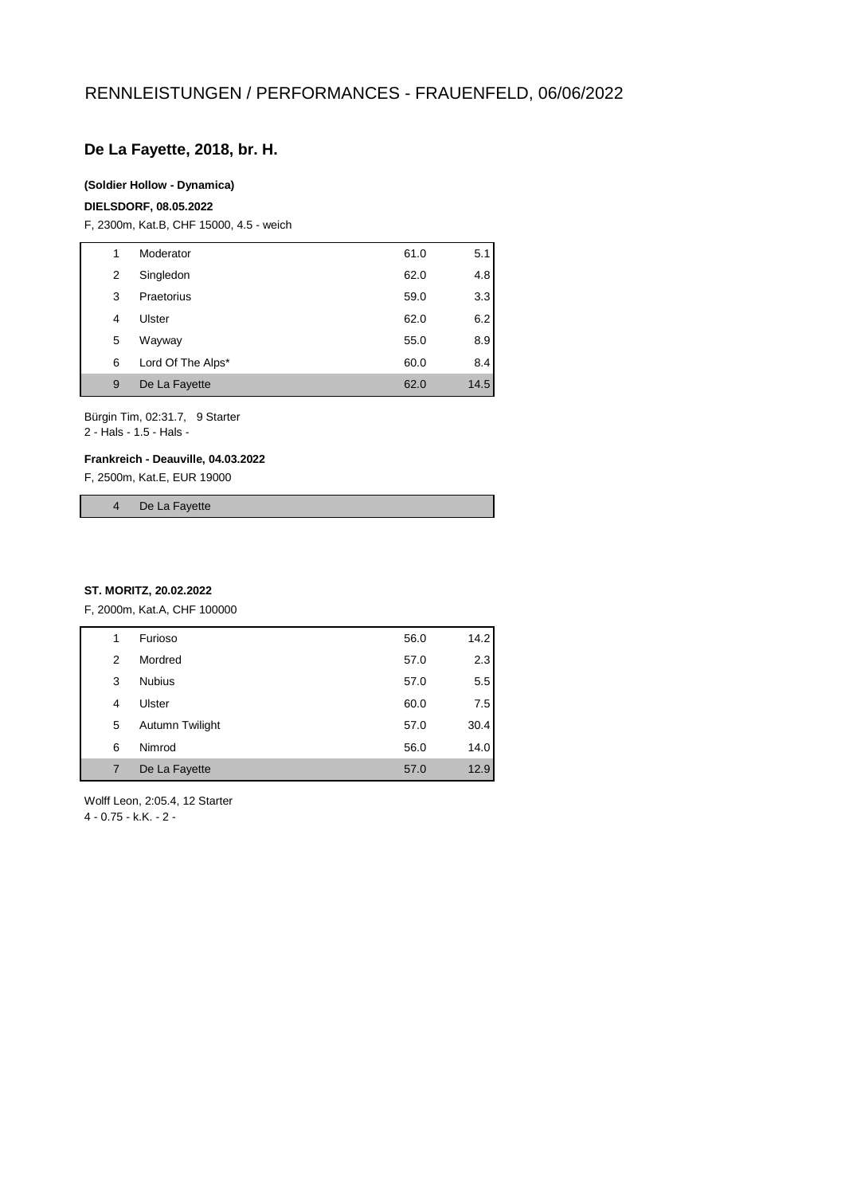# RENNLEISTUNGEN / PERFORMANCES - FRAUENFELD, 06/06/2022

## De La Fayette, 2018, br. H.

**(Soldier Hollow - Dynamica)**

**DIELSDORF, 08.05.2022**

F, 2300m, Kat.B, CHF 15000, 4.5 - weich

| | | | |
|---|---|---|---|
| 1 | Moderator | 61.0 | 5.1 |
| 2 | Singledon | 62.0 | 4.8 |
| 3 | Praetorius | 59.0 | 3.3 |
| 4 | Ulster | 62.0 | 6.2 |
| 5 | Wayway | 55.0 | 8.9 |
| 6 | Lord Of The Alps* | 60.0 | 8.4 |
| 9 | De La Fayette | 62.0 | 14.5 |

Bürgin Tim, 02:31.7, 9 Starter
2 - Hals - 1.5 - Hals -

**Frankreich - Deauville, 04.03.2022**

F, 2500m, Kat.E, EUR 19000

| | |
|---|---|
| 4 | De La Fayette |

**ST. MORITZ, 20.02.2022**

F, 2000m, Kat.A, CHF 100000

| | | | |
|---|---|---|---|
| 1 | Furioso | 56.0 | 14.2 |
| 2 | Mordred | 57.0 | 2.3 |
| 3 | Nubius | 57.0 | 5.5 |
| 4 | Ulster | 60.0 | 7.5 |
| 5 | Autumn Twilight | 57.0 | 30.4 |
| 6 | Nimrod | 56.0 | 14.0 |
| 7 | De La Fayette | 57.0 | 12.9 |

Wolff Leon, 2:05.4, 12 Starter
4 - 0.75 - k.K. - 2 -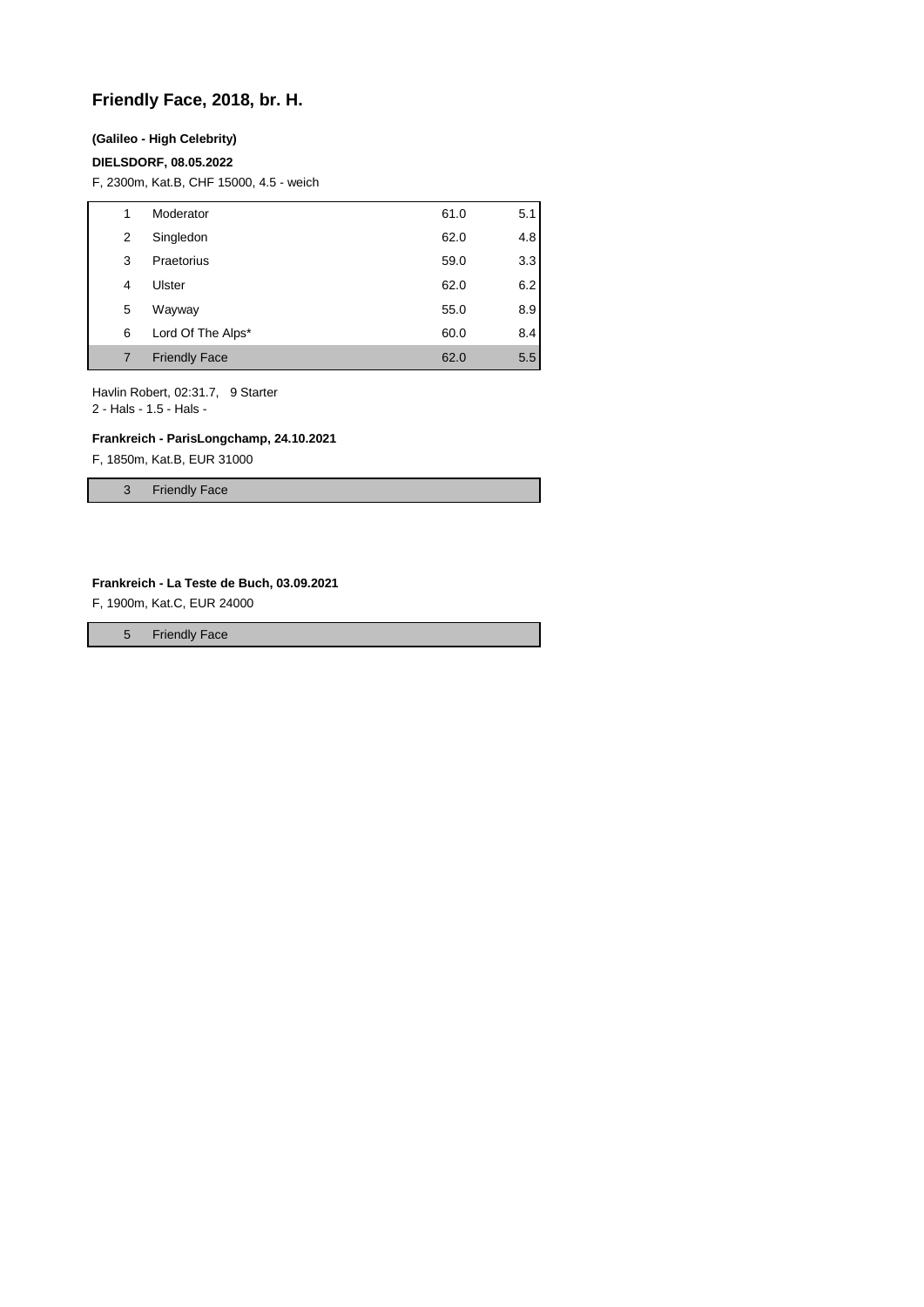## Friendly Face, 2018, br. H.

**(Galileo - High Celebrity)**

**DIELSDORF, 08.05.2022**

F, 2300m, Kat.B, CHF 15000, 4.5 - weich

| | | | |
|---|---|---|---|
| 1 | Moderator | 61.0 | 5.1 |
| 2 | Singledon | 62.0 | 4.8 |
| 3 | Praetorius | 59.0 | 3.3 |
| 4 | Ulster | 62.0 | 6.2 |
| 5 | Wayway | 55.0 | 8.9 |
| 6 | Lord Of The Alps* | 60.0 | 8.4 |
| 7 | Friendly Face | 62.0 | 5.5 |

Havlin Robert, 02:31.7, 9 Starter
2 - Hals - 1.5 - Hals -

**Frankreich - ParisLongchamp, 24.10.2021**

F, 1850m, Kat.B, EUR 31000

| | |
|---|---|
| 3 | Friendly Face |

**Frankreich - La Teste de Buch, 03.09.2021**

F, 1900m, Kat.C, EUR 24000

| | |
|---|---|
| 5 | Friendly Face |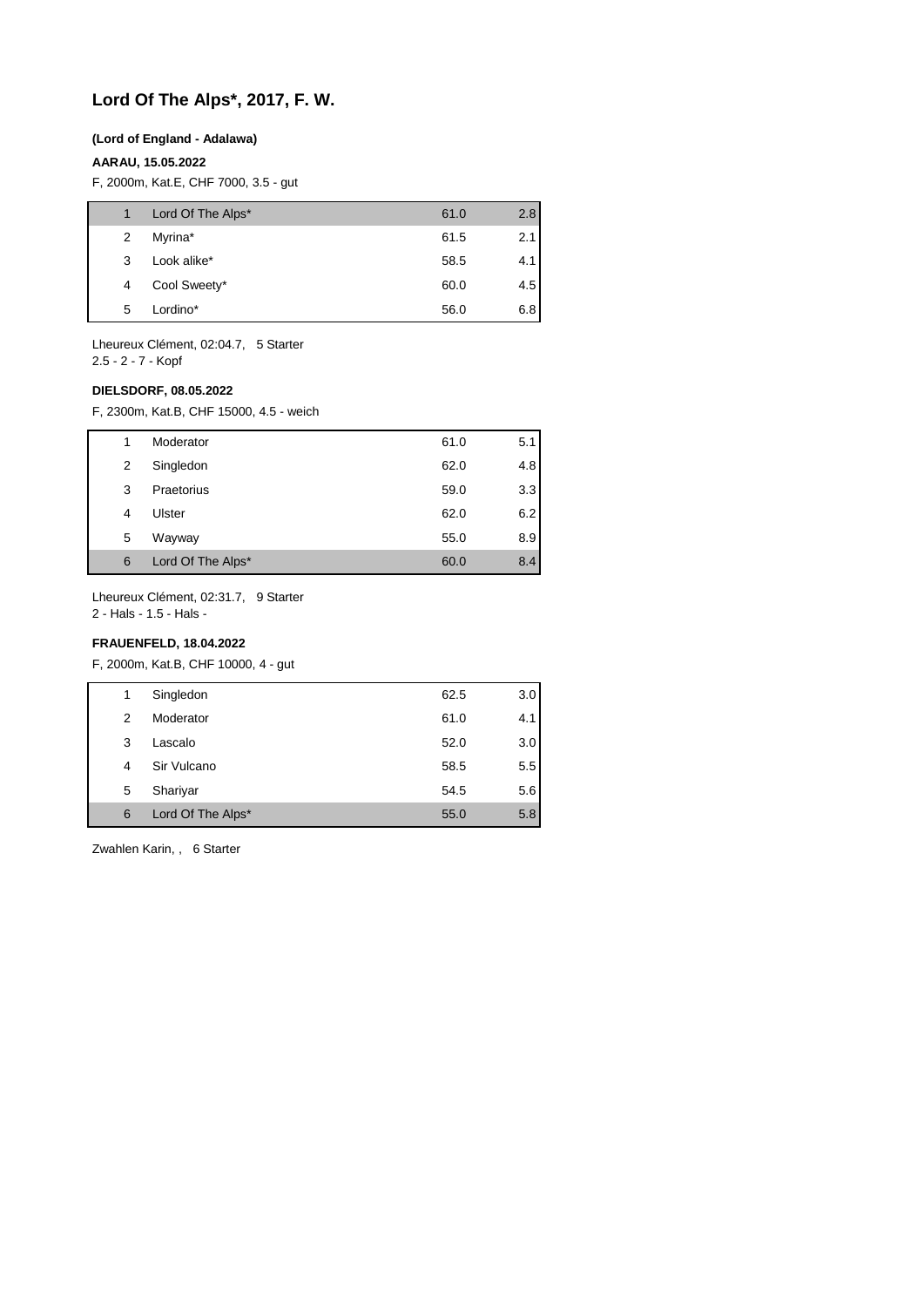# Lord Of The Alps*, 2017, F. W.

**(Lord of England - Adalawa)**

**AARAU, 15.05.2022**

F, 2000m, Kat.E, CHF 7000, 3.5 - gut

| | | | |
|---|---|---|---|
| 1 | Lord Of The Alps* | 61.0 | 2.8 |
| 2 | Myrina* | 61.5 | 2.1 |
| 3 | Look alike* | 58.5 | 4.1 |
| 4 | Cool Sweety* | 60.0 | 4.5 |
| 5 | Lordino* | 56.0 | 6.8 |

Lheureux Clément, 02:04.7, 5 Starter
2.5 - 2 - 7 - Kopf

**DIELSDORF, 08.05.2022**

F, 2300m, Kat.B, CHF 15000, 4.5 - weich

| | | | |
|---|---|---|---|
| 1 | Moderator | 61.0 | 5.1 |
| 2 | Singledon | 62.0 | 4.8 |
| 3 | Praetorius | 59.0 | 3.3 |
| 4 | Ulster | 62.0 | 6.2 |
| 5 | Wayway | 55.0 | 8.9 |
| 6 | Lord Of The Alps* | 60.0 | 8.4 |

Lheureux Clément, 02:31.7, 9 Starter
2 - Hals - 1.5 - Hals -

**FRAUENFELD, 18.04.2022**

F, 2000m, Kat.B, CHF 10000, 4 - gut

| | | | |
|---|---|---|---|
| 1 | Singledon | 62.5 | 3.0 |
| 2 | Moderator | 61.0 | 4.1 |
| 3 | Lascalo | 52.0 | 3.0 |
| 4 | Sir Vulcano | 58.5 | 5.5 |
| 5 | Shariyar | 54.5 | 5.6 |
| 6 | Lord Of The Alps* | 55.0 | 5.8 |

Zwahlen Karin, , 6 Starter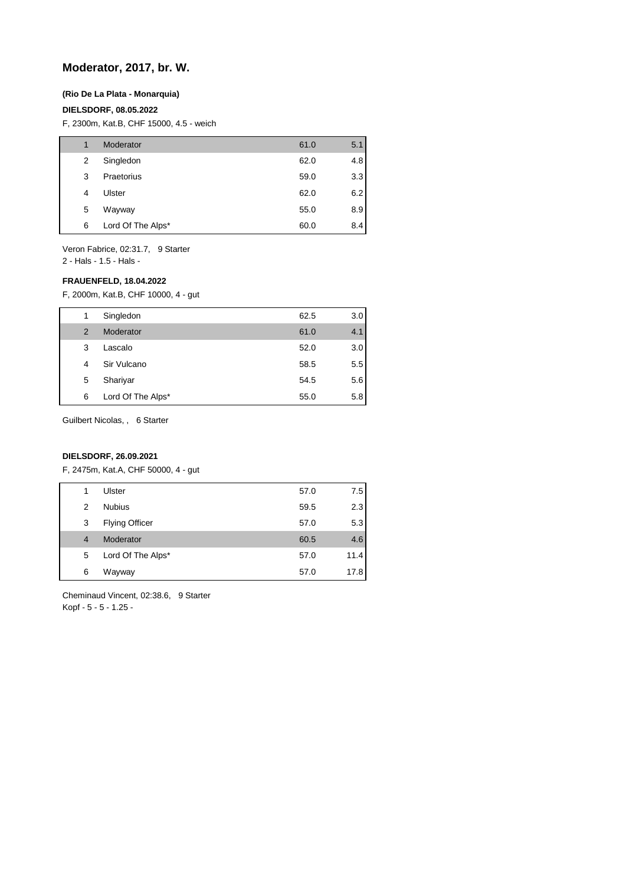# Moderator, 2017, br. W.

**(Rio De La Plata - Monarquia)**

**DIELSDORF, 08.05.2022**

F, 2300m, Kat.B, CHF 15000, 4.5 - weich

| | | | |
|---|---|---|---|
| 1 | Moderator | 61.0 | 5.1 |
| 2 | Singledon | 62.0 | 4.8 |
| 3 | Praetorius | 59.0 | 3.3 |
| 4 | Ulster | 62.0 | 6.2 |
| 5 | Wayway | 55.0 | 8.9 |
| 6 | Lord Of The Alps* | 60.0 | 8.4 |

Veron Fabrice, 02:31.7, 9 Starter
2 - Hals - 1.5 - Hals -

**FRAUENFELD, 18.04.2022**

F, 2000m, Kat.B, CHF 10000, 4 - gut

| | | | |
|---|---|---|---|
| 1 | Singledon | 62.5 | 3.0 |
| 2 | Moderator | 61.0 | 4.1 |
| 3 | Lascalo | 52.0 | 3.0 |
| 4 | Sir Vulcano | 58.5 | 5.5 |
| 5 | Shariyar | 54.5 | 5.6 |
| 6 | Lord Of The Alps* | 55.0 | 5.8 |

Guilbert Nicolas, , 6 Starter

**DIELSDORF, 26.09.2021**

F, 2475m, Kat.A, CHF 50000, 4 - gut

| | | | |
|---|---|---|---|
| 1 | Ulster | 57.0 | 7.5 |
| 2 | Nubius | 59.5 | 2.3 |
| 3 | Flying Officer | 57.0 | 5.3 |
| 4 | Moderator | 60.5 | 4.6 |
| 5 | Lord Of The Alps* | 57.0 | 11.4 |
| 6 | Wayway | 57.0 | 17.8 |

Cheminaud Vincent, 02:38.6, 9 Starter
Kopf - 5 - 5 - 1.25 -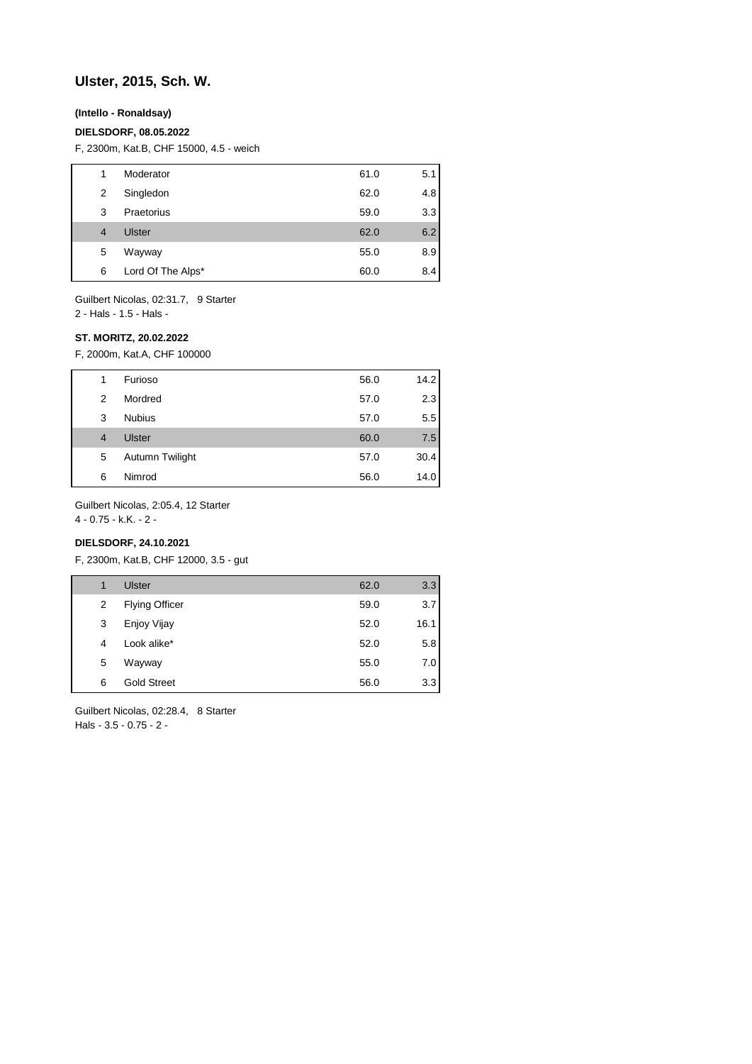# Ulster, 2015, Sch. W.

**(Intello - Ronaldsay)**

**DIELSDORF, 08.05.2022**

F, 2300m, Kat.B, CHF 15000, 4.5 - weich

| | | | |
|---|---|---|---|
| 1 | Moderator | 61.0 | 5.1 |
| 2 | Singledon | 62.0 | 4.8 |
| 3 | Praetorius | 59.0 | 3.3 |
| 4 | Ulster | 62.0 | 6.2 |
| 5 | Wayway | 55.0 | 8.9 |
| 6 | Lord Of The Alps* | 60.0 | 8.4 |

Guilbert Nicolas, 02:31.7, 9 Starter
2 - Hals - 1.5 - Hals -

**ST. MORITZ, 20.02.2022**

F, 2000m, Kat.A, CHF 100000

| | | | |
|---|---|---|---|
| 1 | Furioso | 56.0 | 14.2 |
| 2 | Mordred | 57.0 | 2.3 |
| 3 | Nubius | 57.0 | 5.5 |
| 4 | Ulster | 60.0 | 7.5 |
| 5 | Autumn Twilight | 57.0 | 30.4 |
| 6 | Nimrod | 56.0 | 14.0 |

Guilbert Nicolas, 2:05.4, 12 Starter
4 - 0.75 - k.K. - 2 -

**DIELSDORF, 24.10.2021**

F, 2300m, Kat.B, CHF 12000, 3.5 - gut

| | | | |
|---|---|---|---|
| 1 | Ulster | 62.0 | 3.3 |
| 2 | Flying Officer | 59.0 | 3.7 |
| 3 | Enjoy Vijay | 52.0 | 16.1 |
| 4 | Look alike* | 52.0 | 5.8 |
| 5 | Wayway | 55.0 | 7.0 |
| 6 | Gold Street | 56.0 | 3.3 |

Guilbert Nicolas, 02:28.4, 8 Starter
Hals - 3.5 - 0.75 - 2 -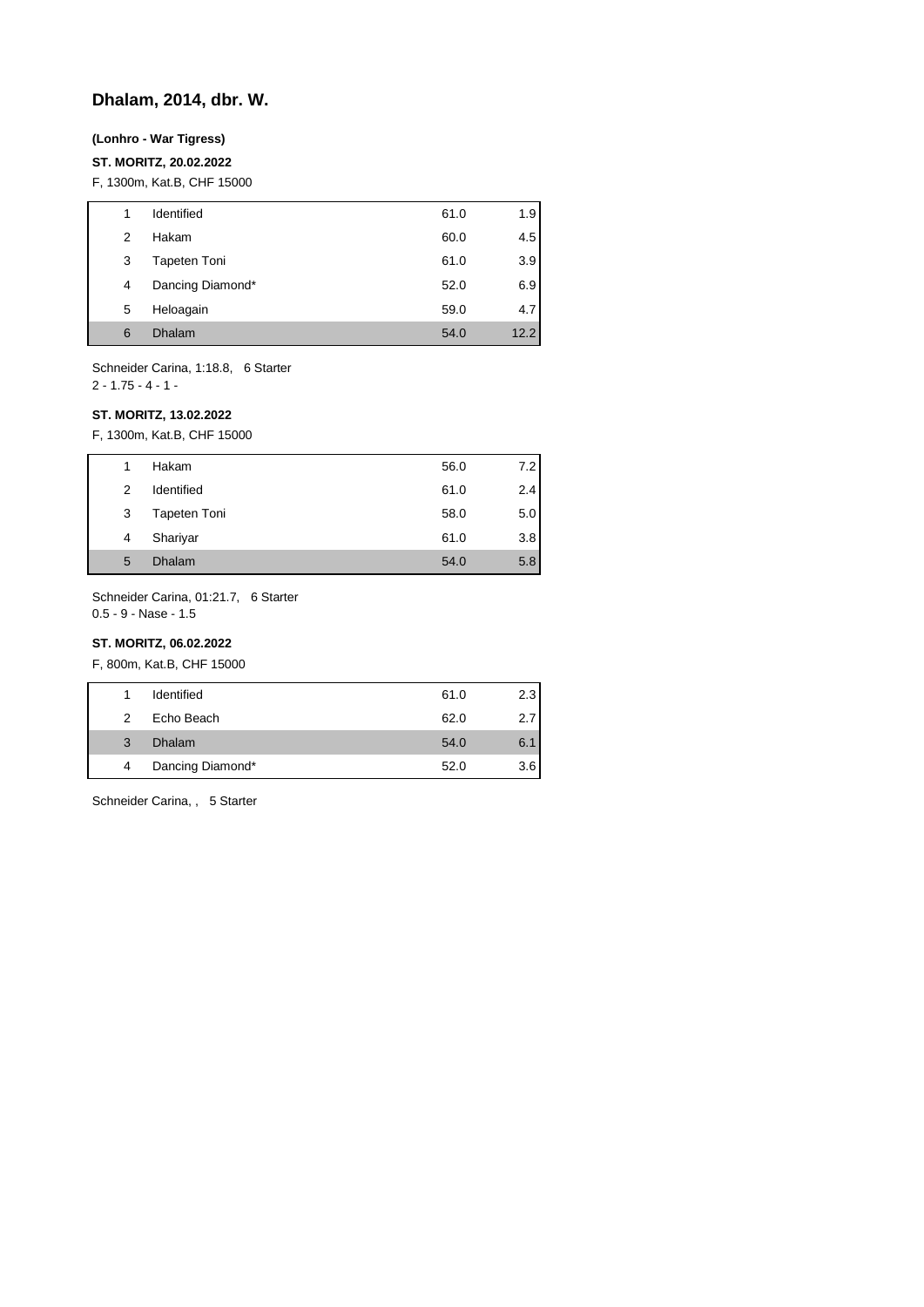## Dhalam, 2014, dbr. W.

**(Lonhro - War Tigress)**

**ST. MORITZ, 20.02.2022**

F, 1300m, Kat.B, CHF 15000

| | | | |
|---|---|---|---|
| 1 | Identified | 61.0 | 1.9 |
| 2 | Hakam | 60.0 | 4.5 |
| 3 | Tapeten Toni | 61.0 | 3.9 |
| 4 | Dancing Diamond* | 52.0 | 6.9 |
| 5 | Heloagain | 59.0 | 4.7 |
| 6 | Dhalam | 54.0 | 12.2 |

Schneider Carina, 1:18.8, 6 Starter
2 - 1.75 - 4 - 1 -

**ST. MORITZ, 13.02.2022**

F, 1300m, Kat.B, CHF 15000

| | | | |
|---|---|---|---|
| 1 | Hakam | 56.0 | 7.2 |
| 2 | Identified | 61.0 | 2.4 |
| 3 | Tapeten Toni | 58.0 | 5.0 |
| 4 | Shariyar | 61.0 | 3.8 |
| 5 | Dhalam | 54.0 | 5.8 |

Schneider Carina, 01:21.7, 6 Starter
0.5 - 9 - Nase - 1.5

**ST. MORITZ, 06.02.2022**

F, 800m, Kat.B, CHF 15000

| | | | |
|---|---|---|---|
| 1 | Identified | 61.0 | 2.3 |
| 2 | Echo Beach | 62.0 | 2.7 |
| 3 | Dhalam | 54.0 | 6.1 |
| 4 | Dancing Diamond* | 52.0 | 3.6 |

Schneider Carina, , 5 Starter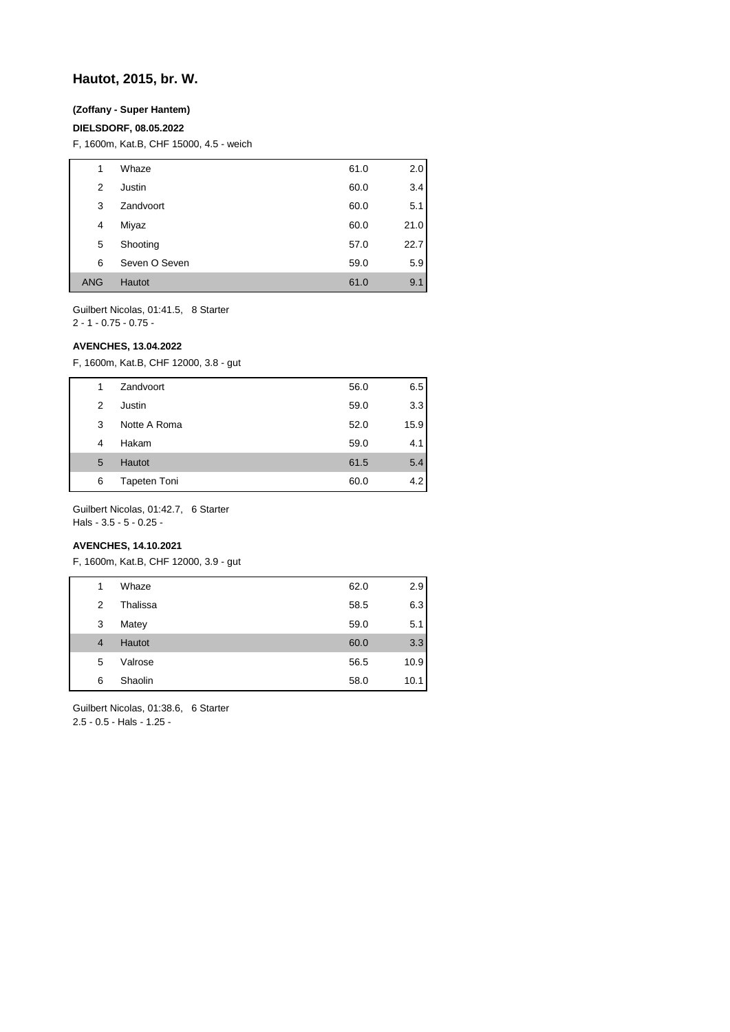# Hautot, 2015, br. W.

**(Zoffany - Super Hantem)**

**DIELSDORF, 08.05.2022**

F, 1600m, Kat.B, CHF 15000, 4.5 - weich

| | | | |
|---|---|---|---|
| 1 | Whaze | 61.0 | 2.0 |
| 2 | Justin | 60.0 | 3.4 |
| 3 | Zandvoort | 60.0 | 5.1 |
| 4 | Miyaz | 60.0 | 21.0 |
| 5 | Shooting | 57.0 | 22.7 |
| 6 | Seven O Seven | 59.0 | 5.9 |
| ANG | Hautot | 61.0 | 9.1 |

Guilbert Nicolas, 01:41.5, 8 Starter
2 - 1 - 0.75 - 0.75 -

**AVENCHES, 13.04.2022**

F, 1600m, Kat.B, CHF 12000, 3.8 - gut

| | | | |
|---|---|---|---|
| 1 | Zandvoort | 56.0 | 6.5 |
| 2 | Justin | 59.0 | 3.3 |
| 3 | Notte A Roma | 52.0 | 15.9 |
| 4 | Hakam | 59.0 | 4.1 |
| 5 | Hautot | 61.5 | 5.4 |
| 6 | Tapeten Toni | 60.0 | 4.2 |

Guilbert Nicolas, 01:42.7, 6 Starter
Hals - 3.5 - 5 - 0.25 -

**AVENCHES, 14.10.2021**

F, 1600m, Kat.B, CHF 12000, 3.9 - gut

| | | | |
|---|---|---|---|
| 1 | Whaze | 62.0 | 2.9 |
| 2 | Thalissa | 58.5 | 6.3 |
| 3 | Matey | 59.0 | 5.1 |
| 4 | Hautot | 60.0 | 3.3 |
| 5 | Valrose | 56.5 | 10.9 |
| 6 | Shaolin | 58.0 | 10.1 |

Guilbert Nicolas, 01:38.6, 6 Starter
2.5 - 0.5 - Hals - 1.25 -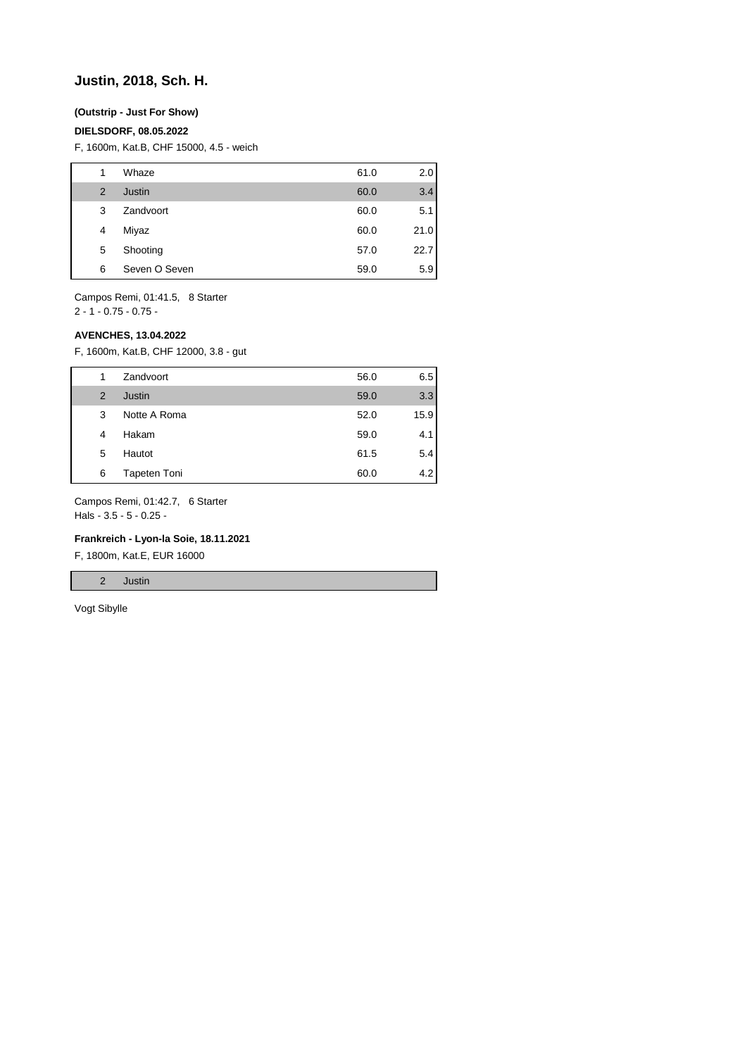## Justin, 2018, Sch. H.

**(Outstrip - Just For Show)**

**DIELSDORF, 08.05.2022**

F, 1600m, Kat.B, CHF 15000, 4.5 - weich

| | | | |
|---|---|---|---|
| 1 | Whaze | 61.0 | 2.0 |
| 2 | Justin | 60.0 | 3.4 |
| 3 | Zandvoort | 60.0 | 5.1 |
| 4 | Miyaz | 60.0 | 21.0 |
| 5 | Shooting | 57.0 | 22.7 |
| 6 | Seven O Seven | 59.0 | 5.9 |

Campos Remi, 01:41.5, 8 Starter
2 - 1 - 0.75 - 0.75 -

**AVENCHES, 13.04.2022**

F, 1600m, Kat.B, CHF 12000, 3.8 - gut

| | | | |
|---|---|---|---|
| 1 | Zandvoort | 56.0 | 6.5 |
| 2 | Justin | 59.0 | 3.3 |
| 3 | Notte A Roma | 52.0 | 15.9 |
| 4 | Hakam | 59.0 | 4.1 |
| 5 | Hautot | 61.5 | 5.4 |
| 6 | Tapeten Toni | 60.0 | 4.2 |

Campos Remi, 01:42.7, 6 Starter
Hals - 3.5 - 5 - 0.25 -

**Frankreich - Lyon-la Soie, 18.11.2021**

F, 1800m, Kat.E, EUR 16000

| | |
|---|---|
| 2 | Justin |

Vogt Sibylle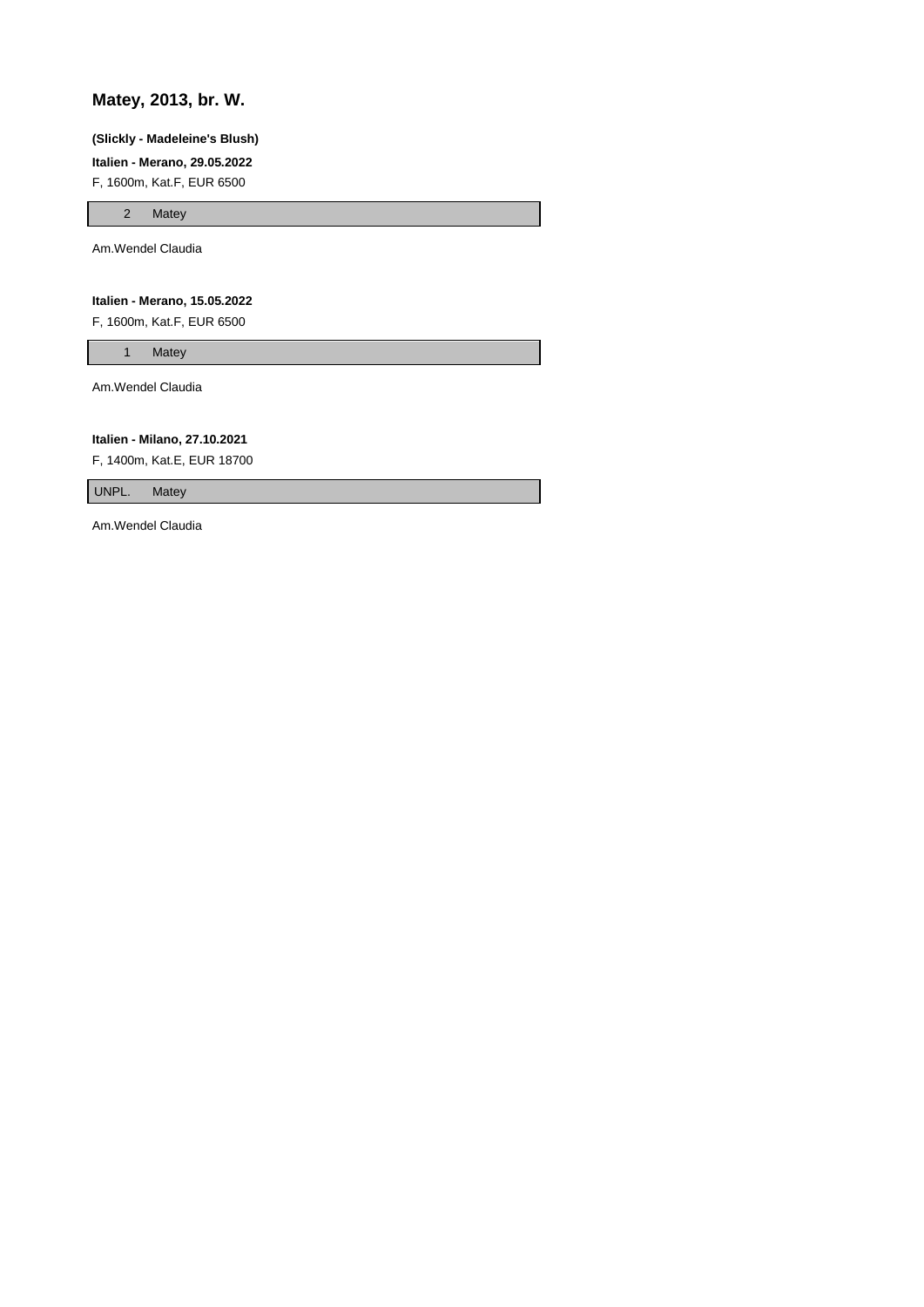## Matey, 2013, br. W.

**(Slickly - Madeleine's Blush)**

**Italien - Merano, 29.05.2022**

F, 1600m, Kat.F, EUR 6500

| 2 | Matey |
|---|---|

Am.Wendel Claudia

**Italien - Merano, 15.05.2022**

F, 1600m, Kat.F, EUR 6500

| 1 | Matey |
|---|---|

Am.Wendel Claudia

**Italien - Milano, 27.10.2021**

F, 1400m, Kat.E, EUR 18700

| UNPL. | Matey |
|---|---|

Am.Wendel Claudia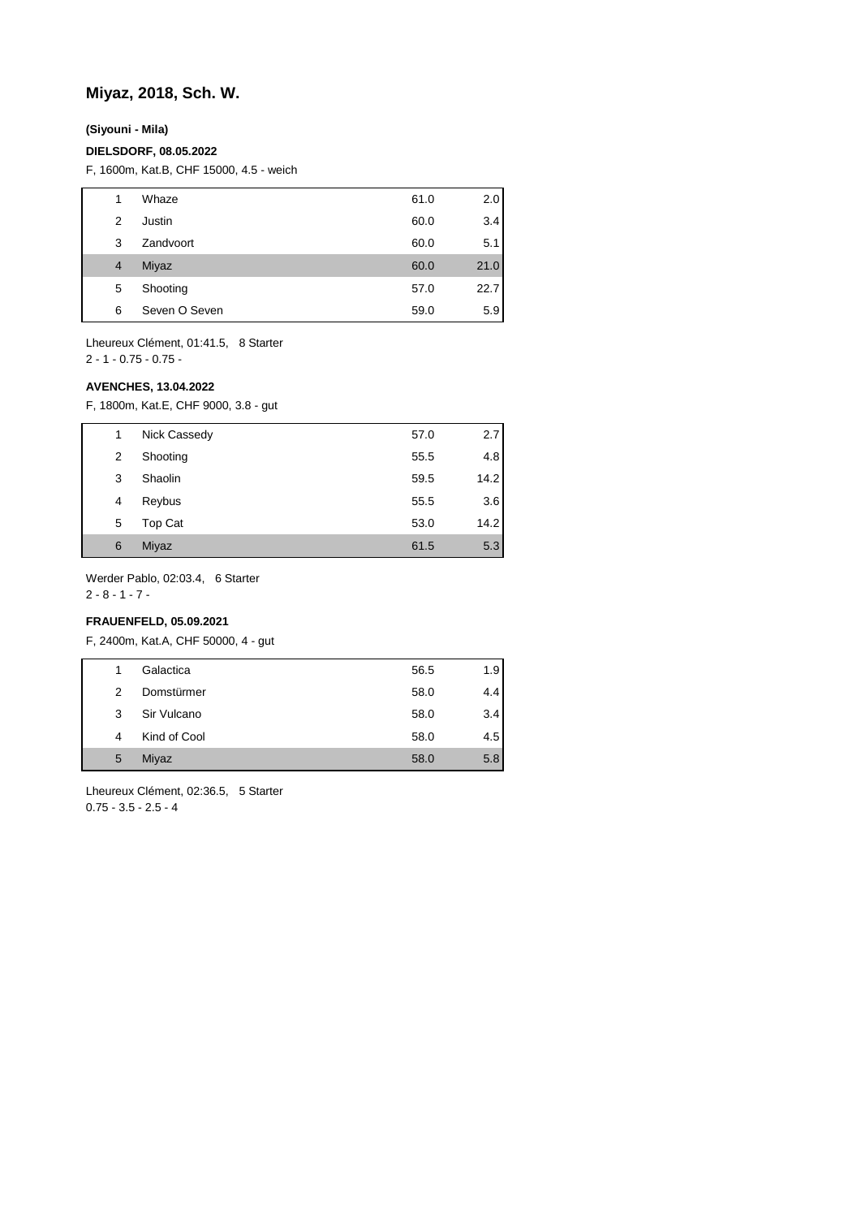# Miyaz, 2018, Sch. W.

**(Siyouni - Mila)**

**DIELSDORF, 08.05.2022**

F, 1600m, Kat.B, CHF 15000, 4.5 - weich

| | | | |
|---|---|---|---|
| 1 | Whaze | 61.0 | 2.0 |
| 2 | Justin | 60.0 | 3.4 |
| 3 | Zandvoort | 60.0 | 5.1 |
| 4 | Miyaz | 60.0 | 21.0 |
| 5 | Shooting | 57.0 | 22.7 |
| 6 | Seven O Seven | 59.0 | 5.9 |

Lheureux Clément, 01:41.5, 8 Starter
2 - 1 - 0.75 - 0.75 -

**AVENCHES, 13.04.2022**

F, 1800m, Kat.E, CHF 9000, 3.8 - gut

| | | | |
|---|---|---|---|
| 1 | Nick Cassedy | 57.0 | 2.7 |
| 2 | Shooting | 55.5 | 4.8 |
| 3 | Shaolin | 59.5 | 14.2 |
| 4 | Reybus | 55.5 | 3.6 |
| 5 | Top Cat | 53.0 | 14.2 |
| 6 | Miyaz | 61.5 | 5.3 |

Werder Pablo, 02:03.4, 6 Starter
2 - 8 - 1 - 7 -

**FRAUENFELD, 05.09.2021**

F, 2400m, Kat.A, CHF 50000, 4 - gut

| | | | |
|---|---|---|---|
| 1 | Galactica | 56.5 | 1.9 |
| 2 | Domstürmer | 58.0 | 4.4 |
| 3 | Sir Vulcano | 58.0 | 3.4 |
| 4 | Kind of Cool | 58.0 | 4.5 |
| 5 | Miyaz | 58.0 | 5.8 |

Lheureux Clément, 02:36.5, 5 Starter
0.75 - 3.5 - 2.5 - 4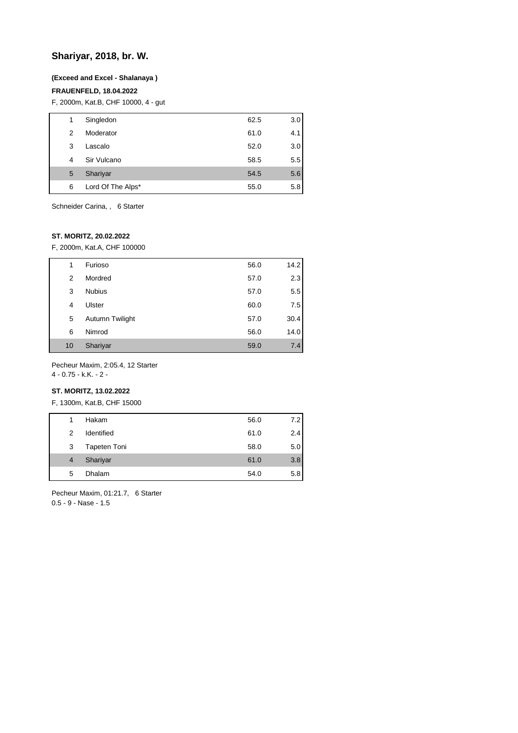## Shariyar, 2018, br. W.

**(Exceed and Excel - Shalanaya )**

**FRAUENFELD, 18.04.2022**

F, 2000m, Kat.B, CHF 10000, 4 - gut

| | | | |
|---|---|---|---|
| 1 | Singledon | 62.5 | 3.0 |
| 2 | Moderator | 61.0 | 4.1 |
| 3 | Lascalo | 52.0 | 3.0 |
| 4 | Sir Vulcano | 58.5 | 5.5 |
| 5 | Shariyar | 54.5 | 5.6 |
| 6 | Lord Of The Alps* | 55.0 | 5.8 |

Schneider Carina, , 6 Starter

**ST. MORITZ, 20.02.2022**

F, 2000m, Kat.A, CHF 100000

| | | | |
|---|---|---|---|
| 1 | Furioso | 56.0 | 14.2 |
| 2 | Mordred | 57.0 | 2.3 |
| 3 | Nubius | 57.0 | 5.5 |
| 4 | Ulster | 60.0 | 7.5 |
| 5 | Autumn Twilight | 57.0 | 30.4 |
| 6 | Nimrod | 56.0 | 14.0 |
| 10 | Shariyar | 59.0 | 7.4 |

Pecheur Maxim, 2:05.4, 12 Starter
4 - 0.75 - k.K. - 2 -

**ST. MORITZ, 13.02.2022**

F, 1300m, Kat.B, CHF 15000

| | | | |
|---|---|---|---|
| 1 | Hakam | 56.0 | 7.2 |
| 2 | Identified | 61.0 | 2.4 |
| 3 | Tapeten Toni | 58.0 | 5.0 |
| 4 | Shariyar | 61.0 | 3.8 |
| 5 | Dhalam | 54.0 | 5.8 |

Pecheur Maxim, 01:21.7, 6 Starter
0.5 - 9 - Nase - 1.5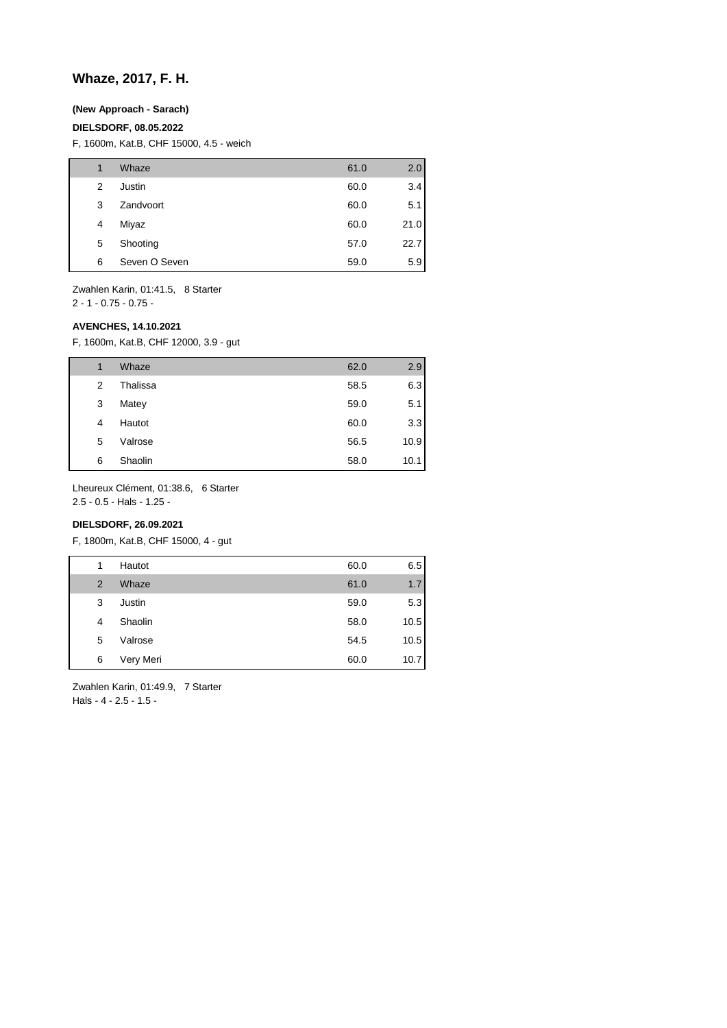# Whaze, 2017, F. H.

**(New Approach - Sarach)**

**DIELSDORF, 08.05.2022**

F, 1600m, Kat.B, CHF 15000, 4.5 - weich

| | | | |
|---|---|---|---|
| 1 | Whaze | 61.0 | 2.0 |
| 2 | Justin | 60.0 | 3.4 |
| 3 | Zandvoort | 60.0 | 5.1 |
| 4 | Miyaz | 60.0 | 21.0 |
| 5 | Shooting | 57.0 | 22.7 |
| 6 | Seven O Seven | 59.0 | 5.9 |

Zwahlen Karin, 01:41.5, 8 Starter
2 - 1 - 0.75 - 0.75 -

**AVENCHES, 14.10.2021**

F, 1600m, Kat.B, CHF 12000, 3.9 - gut

| | | | |
|---|---|---|---|
| 1 | Whaze | 62.0 | 2.9 |
| 2 | Thalissa | 58.5 | 6.3 |
| 3 | Matey | 59.0 | 5.1 |
| 4 | Hautot | 60.0 | 3.3 |
| 5 | Valrose | 56.5 | 10.9 |
| 6 | Shaolin | 58.0 | 10.1 |

Lheureux Clément, 01:38.6, 6 Starter
2.5 - 0.5 - Hals - 1.25 -

**DIELSDORF, 26.09.2021**

F, 1800m, Kat.B, CHF 15000, 4 - gut

| | | | |
|---|---|---|---|
| 1 | Hautot | 60.0 | 6.5 |
| 2 | Whaze | 61.0 | 1.7 |
| 3 | Justin | 59.0 | 5.3 |
| 4 | Shaolin | 58.0 | 10.5 |
| 5 | Valrose | 54.5 | 10.5 |
| 6 | Very Meri | 60.0 | 10.7 |

Zwahlen Karin, 01:49.9, 7 Starter
Hals - 4 - 2.5 - 1.5 -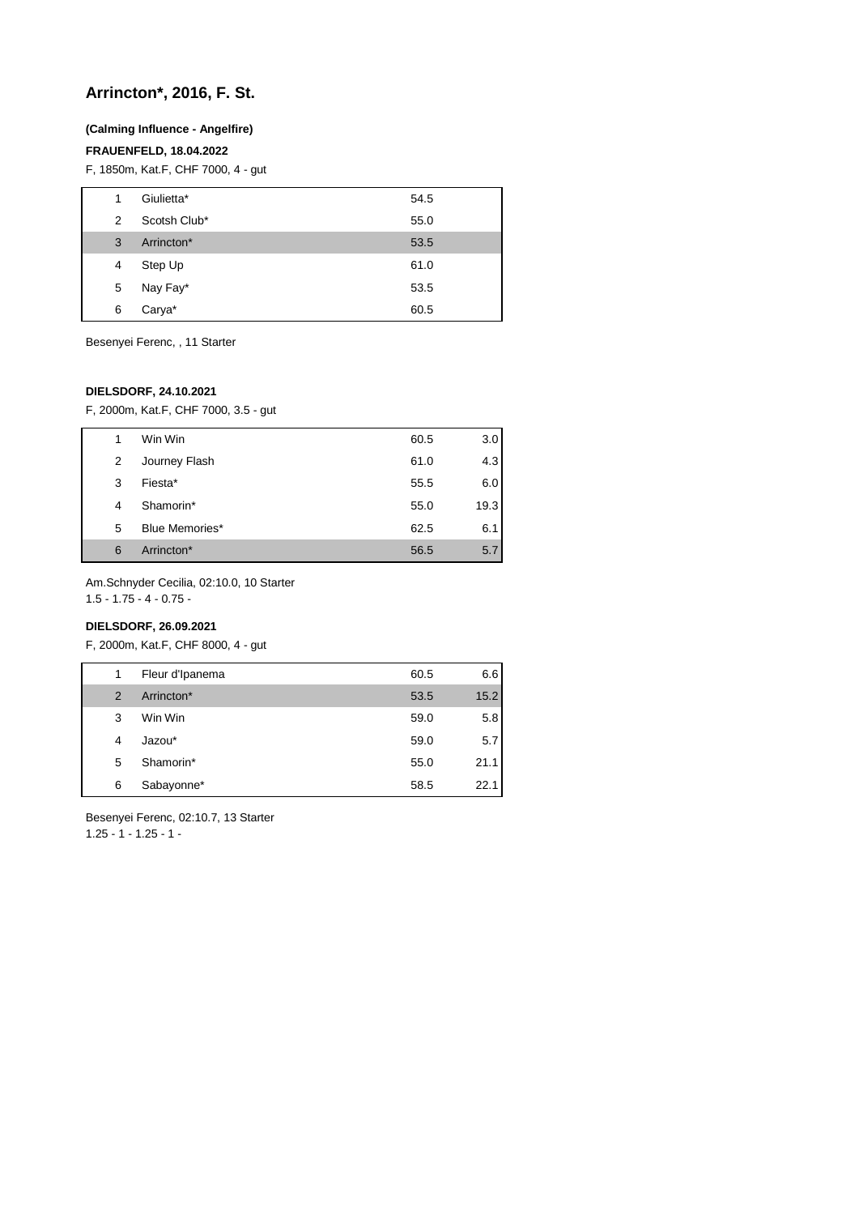# Arrincton*, 2016, F. St.

**(Calming Influence - Angelfire)**

**FRAUENFELD, 18.04.2022**

F, 1850m, Kat.F, CHF 7000, 4 - gut

| | | | |
|---|---|---|---|
| 1 | Giulietta* | 54.5 | |
| 2 | Scotsh Club* | 55.0 | |
| 3 | Arrincton* | 53.5 | |
| 4 | Step Up | 61.0 | |
| 5 | Nay Fay* | 53.5 | |
| 6 | Carya* | 60.5 | |

Besenyei Ferenc, , 11 Starter

**DIELSDORF, 24.10.2021**

F, 2000m, Kat.F, CHF 7000, 3.5 - gut

| | | | |
|---|---|---|---|
| 1 | Win Win | 60.5 | 3.0 |
| 2 | Journey Flash | 61.0 | 4.3 |
| 3 | Fiesta* | 55.5 | 6.0 |
| 4 | Shamorin* | 55.0 | 19.3 |
| 5 | Blue Memories* | 62.5 | 6.1 |
| 6 | Arrincton* | 56.5 | 5.7 |

Am.Schnyder Cecilia, 02:10.0, 10 Starter
1.5 - 1.75 - 4 - 0.75 -

**DIELSDORF, 26.09.2021**

F, 2000m, Kat.F, CHF 8000, 4 - gut

| | | | |
|---|---|---|---|
| 1 | Fleur d'Ipanema | 60.5 | 6.6 |
| 2 | Arrincton* | 53.5 | 15.2 |
| 3 | Win Win | 59.0 | 5.8 |
| 4 | Jazou* | 59.0 | 5.7 |
| 5 | Shamorin* | 55.0 | 21.1 |
| 6 | Sabayonne* | 58.5 | 22.1 |

Besenyei Ferenc, 02:10.7, 13 Starter
1.25 - 1 - 1.25 - 1 -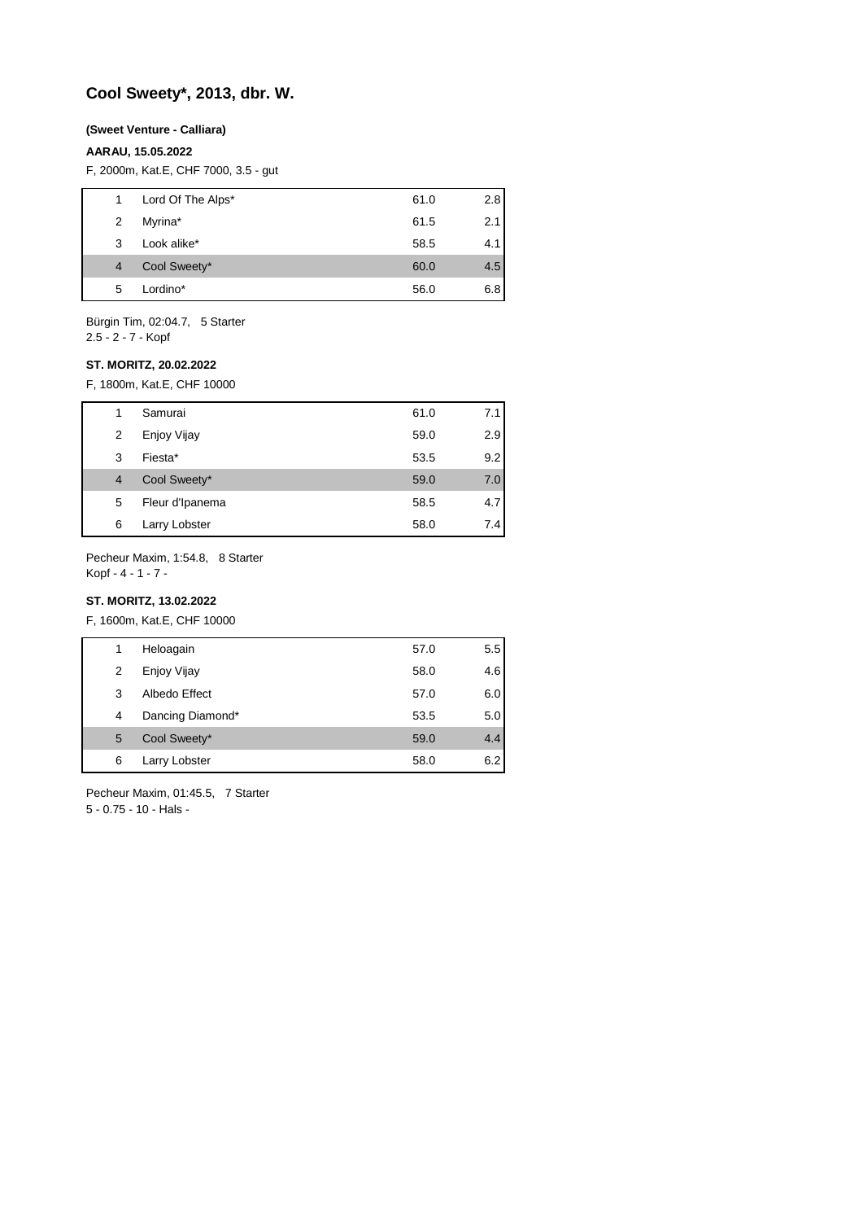# Cool Sweety*, 2013, dbr. W.

**(Sweet Venture - Calliara)**

**AARAU, 15.05.2022**

F, 2000m, Kat.E, CHF 7000, 3.5 - gut

| | | | |
|---|---|---|---|
| 1 | Lord Of The Alps* | 61.0 | 2.8 |
| 2 | Myrina* | 61.5 | 2.1 |
| 3 | Look alike* | 58.5 | 4.1 |
| 4 | Cool Sweety* | 60.0 | 4.5 |
| 5 | Lordino* | 56.0 | 6.8 |

Bürgin Tim, 02:04.7, 5 Starter
2.5 - 2 - 7 - Kopf

**ST. MORITZ, 20.02.2022**

F, 1800m, Kat.E, CHF 10000

| | | | |
|---|---|---|---|
| 1 | Samurai | 61.0 | 7.1 |
| 2 | Enjoy Vijay | 59.0 | 2.9 |
| 3 | Fiesta* | 53.5 | 9.2 |
| 4 | Cool Sweety* | 59.0 | 7.0 |
| 5 | Fleur d'Ipanema | 58.5 | 4.7 |
| 6 | Larry Lobster | 58.0 | 7.4 |

Pecheur Maxim, 1:54.8, 8 Starter
Kopf - 4 - 1 - 7 -

**ST. MORITZ, 13.02.2022**

F, 1600m, Kat.E, CHF 10000

| | | | |
|---|---|---|---|
| 1 | Heloagain | 57.0 | 5.5 |
| 2 | Enjoy Vijay | 58.0 | 4.6 |
| 3 | Albedo Effect | 57.0 | 6.0 |
| 4 | Dancing Diamond* | 53.5 | 5.0 |
| 5 | Cool Sweety* | 59.0 | 4.4 |
| 6 | Larry Lobster | 58.0 | 6.2 |

Pecheur Maxim, 01:45.5, 7 Starter
5 - 0.75 - 10 - Hals -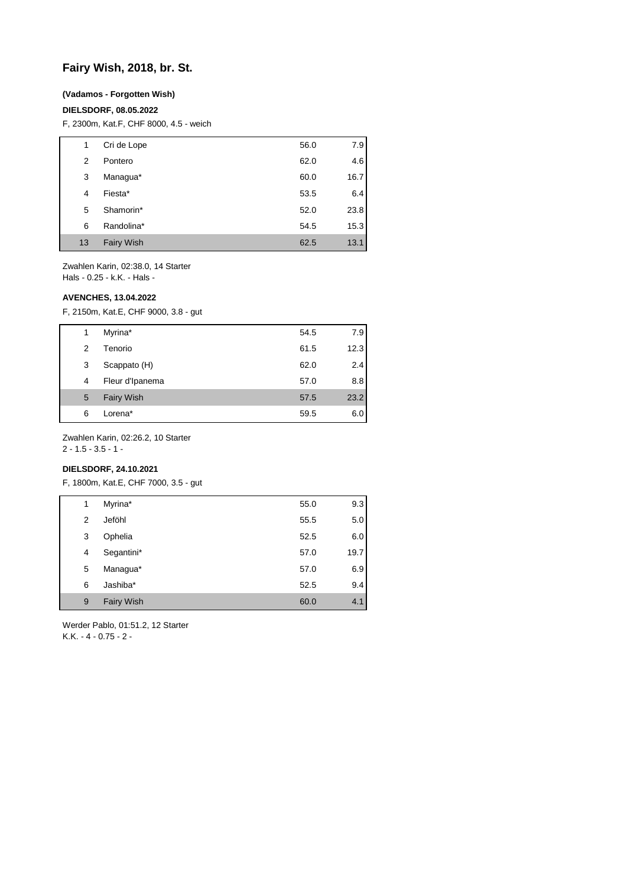## Fairy Wish, 2018, br. St.

**(Vadamos - Forgotten Wish)**

**DIELSDORF, 08.05.2022**

F, 2300m, Kat.F, CHF 8000, 4.5 - weich

| | | | |
|---|---|---|---|
| 1 | Cri de Lope | 56.0 | 7.9 |
| 2 | Pontero | 62.0 | 4.6 |
| 3 | Managua* | 60.0 | 16.7 |
| 4 | Fiesta* | 53.5 | 6.4 |
| 5 | Shamorin* | 52.0 | 23.8 |
| 6 | Randolina* | 54.5 | 15.3 |
| 13 | Fairy Wish | 62.5 | 13.1 |

Zwahlen Karin, 02:38.0, 14 Starter
Hals - 0.25 - k.K. - Hals -

**AVENCHES, 13.04.2022**

F, 2150m, Kat.E, CHF 9000, 3.8 - gut

| | | | |
|---|---|---|---|
| 1 | Myrina* | 54.5 | 7.9 |
| 2 | Tenorio | 61.5 | 12.3 |
| 3 | Scappato (H) | 62.0 | 2.4 |
| 4 | Fleur d'Ipanema | 57.0 | 8.8 |
| 5 | Fairy Wish | 57.5 | 23.2 |
| 6 | Lorena* | 59.5 | 6.0 |

Zwahlen Karin, 02:26.2, 10 Starter
2 - 1.5 - 3.5 - 1 -

**DIELSDORF, 24.10.2021**

F, 1800m, Kat.E, CHF 7000, 3.5 - gut

| | | | |
|---|---|---|---|
| 1 | Myrina* | 55.0 | 9.3 |
| 2 | Jeföhl | 55.5 | 5.0 |
| 3 | Ophelia | 52.5 | 6.0 |
| 4 | Segantini* | 57.0 | 19.7 |
| 5 | Managua* | 57.0 | 6.9 |
| 6 | Jashiba* | 52.5 | 9.4 |
| 9 | Fairy Wish | 60.0 | 4.1 |

Werder Pablo, 01:51.2, 12 Starter
K.K. - 4 - 0.75 - 2 -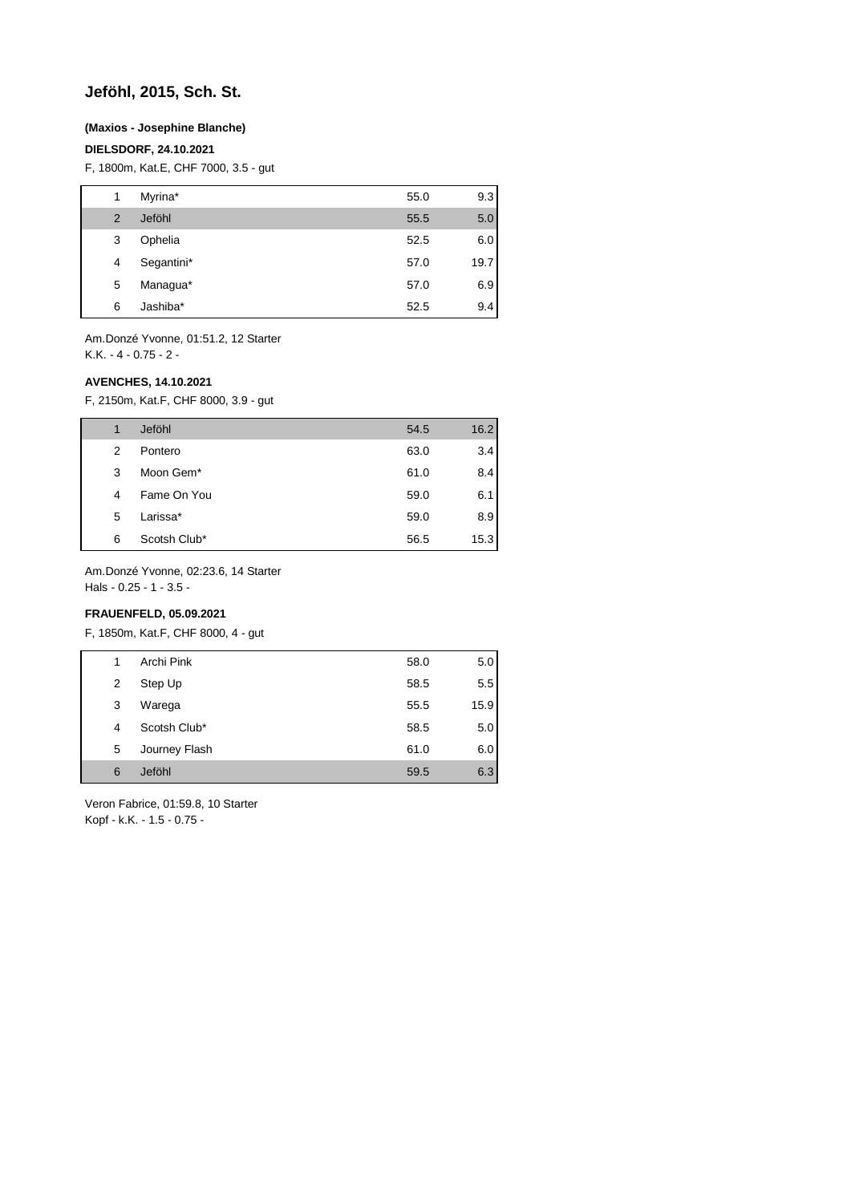## Jeföhl, 2015, Sch. St.

**(Maxios - Josephine Blanche)**

**DIELSDORF, 24.10.2021**

F, 1800m, Kat.E, CHF 7000, 3.5 - gut

| | | | |
|---|---|---|---|
| 1 | Myrina* | 55.0 | 9.3 |
| 2 | Jeföhl | 55.5 | 5.0 |
| 3 | Ophelia | 52.5 | 6.0 |
| 4 | Segantini* | 57.0 | 19.7 |
| 5 | Managua* | 57.0 | 6.9 |
| 6 | Jashiba* | 52.5 | 9.4 |

Am.Donzé Yvonne, 01:51.2, 12 Starter
K.K. - 4 - 0.75 - 2 -

**AVENCHES, 14.10.2021**

F, 2150m, Kat.F, CHF 8000, 3.9 - gut

| | | | |
|---|---|---|---|
| 1 | Jeföhl | 54.5 | 16.2 |
| 2 | Pontero | 63.0 | 3.4 |
| 3 | Moon Gem* | 61.0 | 8.4 |
| 4 | Fame On You | 59.0 | 6.1 |
| 5 | Larissa* | 59.0 | 8.9 |
| 6 | Scotsh Club* | 56.5 | 15.3 |

Am.Donzé Yvonne, 02:23.6, 14 Starter
Hals - 0.25 - 1 - 3.5 -

**FRAUENFELD, 05.09.2021**

F, 1850m, Kat.F, CHF 8000, 4 - gut

| | | | |
|---|---|---|---|
| 1 | Archi Pink | 58.0 | 5.0 |
| 2 | Step Up | 58.5 | 5.5 |
| 3 | Warega | 55.5 | 15.9 |
| 4 | Scotsh Club* | 58.5 | 5.0 |
| 5 | Journey Flash | 61.0 | 6.0 |
| 6 | Jeföhl | 59.5 | 6.3 |

Veron Fabrice, 01:59.8, 10 Starter
Kopf - k.K. - 1.5 - 0.75 -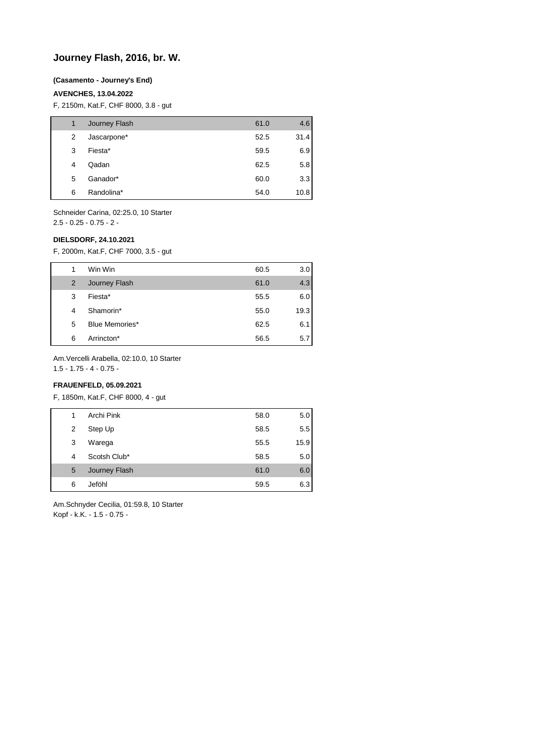## Journey Flash, 2016, br. W.

**(Casamento - Journey's End)**

**AVENCHES, 13.04.2022**

F, 2150m, Kat.F, CHF 8000, 3.8 - gut

| | | | |
|---|---|---|---|
| 1 | Journey Flash | 61.0 | 4.6 |
| 2 | Jascarpone* | 52.5 | 31.4 |
| 3 | Fiesta* | 59.5 | 6.9 |
| 4 | Qadan | 62.5 | 5.8 |
| 5 | Ganador* | 60.0 | 3.3 |
| 6 | Randolina* | 54.0 | 10.8 |

Schneider Carina, 02:25.0, 10 Starter
2.5 - 0.25 - 0.75 - 2 -

**DIELSDORF, 24.10.2021**

F, 2000m, Kat.F, CHF 7000, 3.5 - gut

| | | | |
|---|---|---|---|
| 1 | Win Win | 60.5 | 3.0 |
| 2 | Journey Flash | 61.0 | 4.3 |
| 3 | Fiesta* | 55.5 | 6.0 |
| 4 | Shamorin* | 55.0 | 19.3 |
| 5 | Blue Memories* | 62.5 | 6.1 |
| 6 | Arrincton* | 56.5 | 5.7 |

Am.Vercelli Arabella, 02:10.0, 10 Starter
1.5 - 1.75 - 4 - 0.75 -

**FRAUENFELD, 05.09.2021**

F, 1850m, Kat.F, CHF 8000, 4 - gut

| | | | |
|---|---|---|---|
| 1 | Archi Pink | 58.0 | 5.0 |
| 2 | Step Up | 58.5 | 5.5 |
| 3 | Warega | 55.5 | 15.9 |
| 4 | Scotsh Club* | 58.5 | 5.0 |
| 5 | Journey Flash | 61.0 | 6.0 |
| 6 | Jeföhl | 59.5 | 6.3 |

Am.Schnyder Cecilia, 01:59.8, 10 Starter
Kopf - k.K. - 1.5 - 0.75 -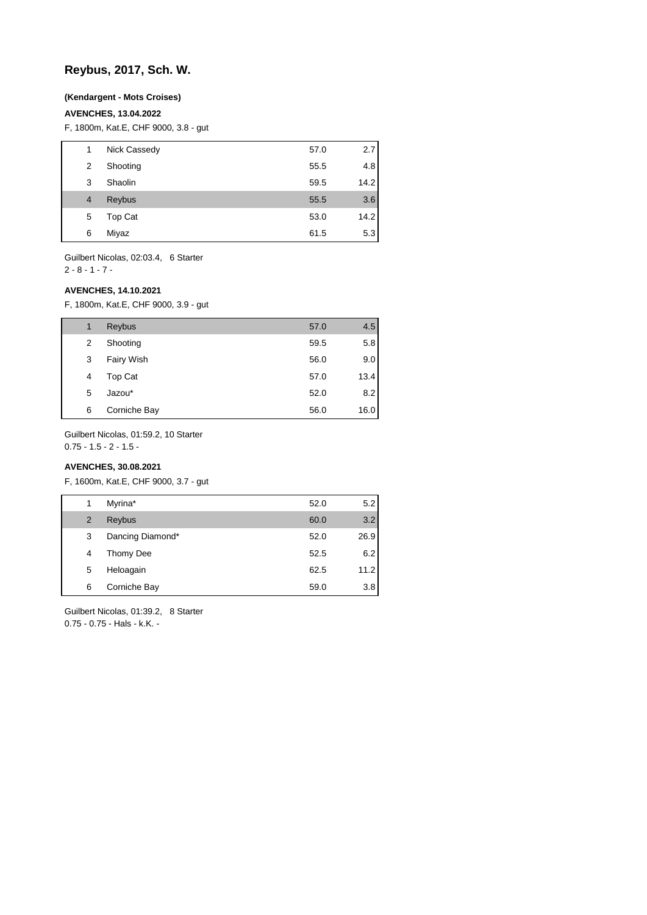## Reybus, 2017, Sch. W.

**(Kendargent - Mots Croises)**

**AVENCHES, 13.04.2022**

F, 1800m, Kat.E, CHF 9000, 3.8 - gut

| | | | |
|---|---|---|---|
| 1 | Nick Cassedy | 57.0 | 2.7 |
| 2 | Shooting | 55.5 | 4.8 |
| 3 | Shaolin | 59.5 | 14.2 |
| 4 | Reybus | 55.5 | 3.6 |
| 5 | Top Cat | 53.0 | 14.2 |
| 6 | Miyaz | 61.5 | 5.3 |

Guilbert Nicolas, 02:03.4, 6 Starter
2 - 8 - 1 - 7 -

**AVENCHES, 14.10.2021**

F, 1800m, Kat.E, CHF 9000, 3.9 - gut

| | | | |
|---|---|---|---|
| 1 | Reybus | 57.0 | 4.5 |
| 2 | Shooting | 59.5 | 5.8 |
| 3 | Fairy Wish | 56.0 | 9.0 |
| 4 | Top Cat | 57.0 | 13.4 |
| 5 | Jazou* | 52.0 | 8.2 |
| 6 | Corniche Bay | 56.0 | 16.0 |

Guilbert Nicolas, 01:59.2, 10 Starter
0.75 - 1.5 - 2 - 1.5 -

**AVENCHES, 30.08.2021**

F, 1600m, Kat.E, CHF 9000, 3.7 - gut

| | | | |
|---|---|---|---|
| 1 | Myrina* | 52.0 | 5.2 |
| 2 | Reybus | 60.0 | 3.2 |
| 3 | Dancing Diamond* | 52.0 | 26.9 |
| 4 | Thomy Dee | 52.5 | 6.2 |
| 5 | Heloagain | 62.5 | 11.2 |
| 6 | Corniche Bay | 59.0 | 3.8 |

Guilbert Nicolas, 01:39.2, 8 Starter
0.75 - 0.75 - Hals - k.K. -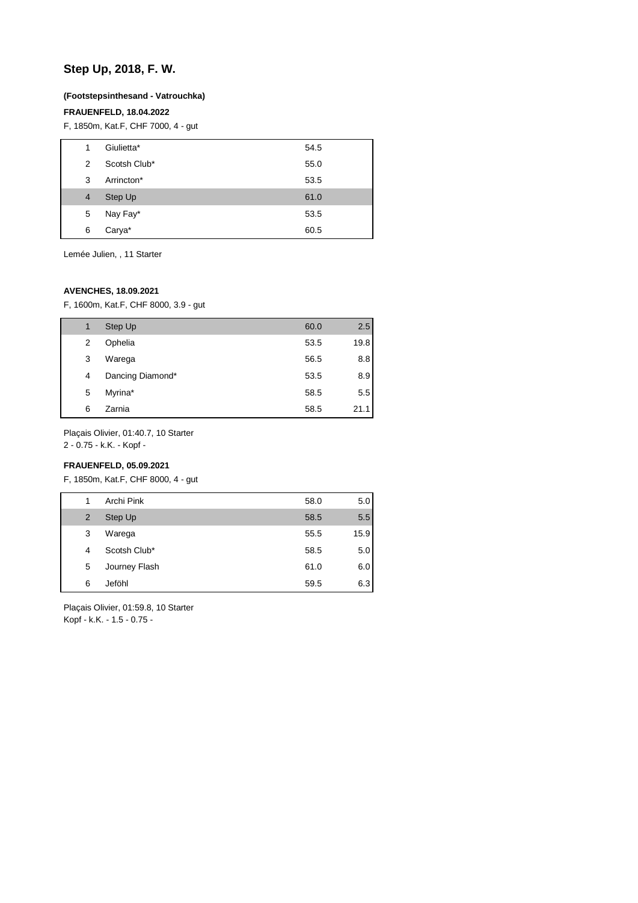# Step Up, 2018, F. W.

**(Footstepsinthesand - Vatrouchka)**

**FRAUENFELD, 18.04.2022**

F, 1850m, Kat.F, CHF 7000, 4 - gut

| | | | |
|---|---|---|---|
| 1 | Giulietta* | 54.5 | |
| 2 | Scotsh Club* | 55.0 | |
| 3 | Arrincton* | 53.5 | |
| 4 | Step Up | 61.0 | |
| 5 | Nay Fay* | 53.5 | |
| 6 | Carya* | 60.5 | |

Lemée Julien, , 11 Starter

**AVENCHES, 18.09.2021**

F, 1600m, Kat.F, CHF 8000, 3.9 - gut

| | | | |
|---|---|---|---|
| 1 | Step Up | 60.0 | 2.5 |
| 2 | Ophelia | 53.5 | 19.8 |
| 3 | Warega | 56.5 | 8.8 |
| 4 | Dancing Diamond* | 53.5 | 8.9 |
| 5 | Myrina* | 58.5 | 5.5 |
| 6 | Zarnia | 58.5 | 21.1 |

Plaçais Olivier, 01:40.7, 10 Starter
2 - 0.75 - k.K. - Kopf -

**FRAUENFELD, 05.09.2021**

F, 1850m, Kat.F, CHF 8000, 4 - gut

| | | | |
|---|---|---|---|
| 1 | Archi Pink | 58.0 | 5.0 |
| 2 | Step Up | 58.5 | 5.5 |
| 3 | Warega | 55.5 | 15.9 |
| 4 | Scotsh Club* | 58.5 | 5.0 |
| 5 | Journey Flash | 61.0 | 6.0 |
| 6 | Jeföhl | 59.5 | 6.3 |

Plaçais Olivier, 01:59.8, 10 Starter
Kopf - k.K. - 1.5 - 0.75 -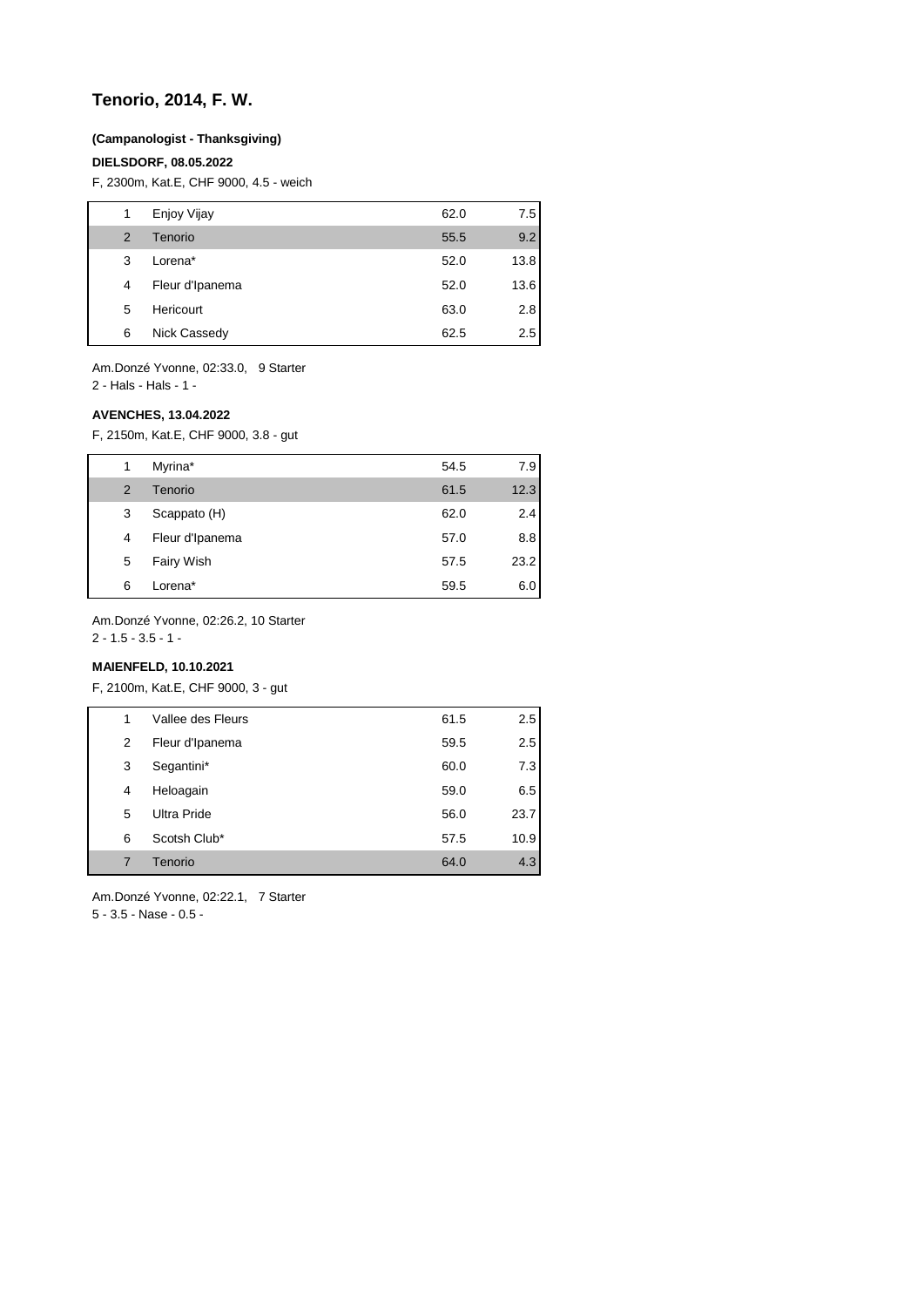## Tenorio, 2014, F. W.

**(Campanologist - Thanksgiving)**

**DIELSDORF, 08.05.2022**

F, 2300m, Kat.E, CHF 9000, 4.5 - weich

| | | | |
|---|---|---|---|
| 1 | Enjoy Vijay | 62.0 | 7.5 |
| 2 | Tenorio | 55.5 | 9.2 |
| 3 | Lorena* | 52.0 | 13.8 |
| 4 | Fleur d'Ipanema | 52.0 | 13.6 |
| 5 | Hericourt | 63.0 | 2.8 |
| 6 | Nick Cassedy | 62.5 | 2.5 |

Am.Donzé Yvonne, 02:33.0, 9 Starter

2 - Hals - Hals - 1 -

**AVENCHES, 13.04.2022**

F, 2150m, Kat.E, CHF 9000, 3.8 - gut

| | | | |
|---|---|---|---|
| 1 | Myrina* | 54.5 | 7.9 |
| 2 | Tenorio | 61.5 | 12.3 |
| 3 | Scappato (H) | 62.0 | 2.4 |
| 4 | Fleur d'Ipanema | 57.0 | 8.8 |
| 5 | Fairy Wish | 57.5 | 23.2 |
| 6 | Lorena* | 59.5 | 6.0 |

Am.Donzé Yvonne, 02:26.2, 10 Starter

2 - 1.5 - 3.5 - 1 -

**MAIENFELD, 10.10.2021**

F, 2100m, Kat.E, CHF 9000, 3 - gut

| | | | |
|---|---|---|---|
| 1 | Vallee des Fleurs | 61.5 | 2.5 |
| 2 | Fleur d'Ipanema | 59.5 | 2.5 |
| 3 | Segantini* | 60.0 | 7.3 |
| 4 | Heloagain | 59.0 | 6.5 |
| 5 | Ultra Pride | 56.0 | 23.7 |
| 6 | Scotsh Club* | 57.5 | 10.9 |
| 7 | Tenorio | 64.0 | 4.3 |

Am.Donzé Yvonne, 02:22.1, 7 Starter

5 - 3.5 - Nase - 0.5 -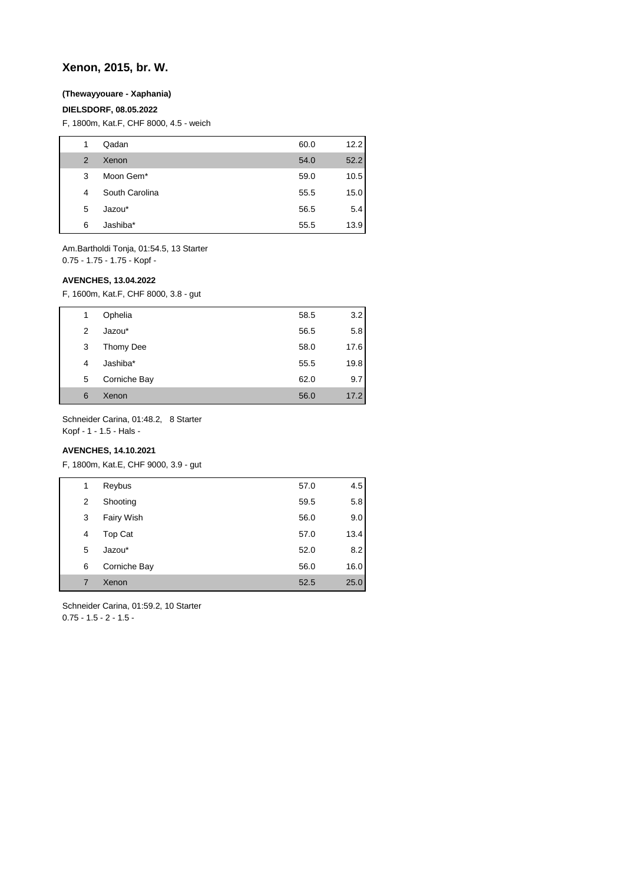## Xenon, 2015, br. W.

**(Thewayyouare - Xaphania)**

**DIELSDORF, 08.05.2022**

F, 1800m, Kat.F, CHF 8000, 4.5 - weich

| | | | |
|---|---|---|---|
| 1 | Qadan | 60.0 | 12.2 |
| 2 | Xenon | 54.0 | 52.2 |
| 3 | Moon Gem* | 59.0 | 10.5 |
| 4 | South Carolina | 55.5 | 15.0 |
| 5 | Jazou* | 56.5 | 5.4 |
| 6 | Jashiba* | 55.5 | 13.9 |

Am.Bartholdi Tonja, 01:54.5, 13 Starter
0.75 - 1.75 - 1.75 - Kopf -

**AVENCHES, 13.04.2022**

F, 1600m, Kat.F, CHF 8000, 3.8 - gut

| | | | |
|---|---|---|---|
| 1 | Ophelia | 58.5 | 3.2 |
| 2 | Jazou* | 56.5 | 5.8 |
| 3 | Thomy Dee | 58.0 | 17.6 |
| 4 | Jashiba* | 55.5 | 19.8 |
| 5 | Corniche Bay | 62.0 | 9.7 |
| 6 | Xenon | 56.0 | 17.2 |

Schneider Carina, 01:48.2, 8 Starter
Kopf - 1 - 1.5 - Hals -

**AVENCHES, 14.10.2021**

F, 1800m, Kat.E, CHF 9000, 3.9 - gut

| | | | |
|---|---|---|---|
| 1 | Reybus | 57.0 | 4.5 |
| 2 | Shooting | 59.5 | 5.8 |
| 3 | Fairy Wish | 56.0 | 9.0 |
| 4 | Top Cat | 57.0 | 13.4 |
| 5 | Jazou* | 52.0 | 8.2 |
| 6 | Corniche Bay | 56.0 | 16.0 |
| 7 | Xenon | 52.5 | 25.0 |

Schneider Carina, 01:59.2, 10 Starter
0.75 - 1.5 - 2 - 1.5 -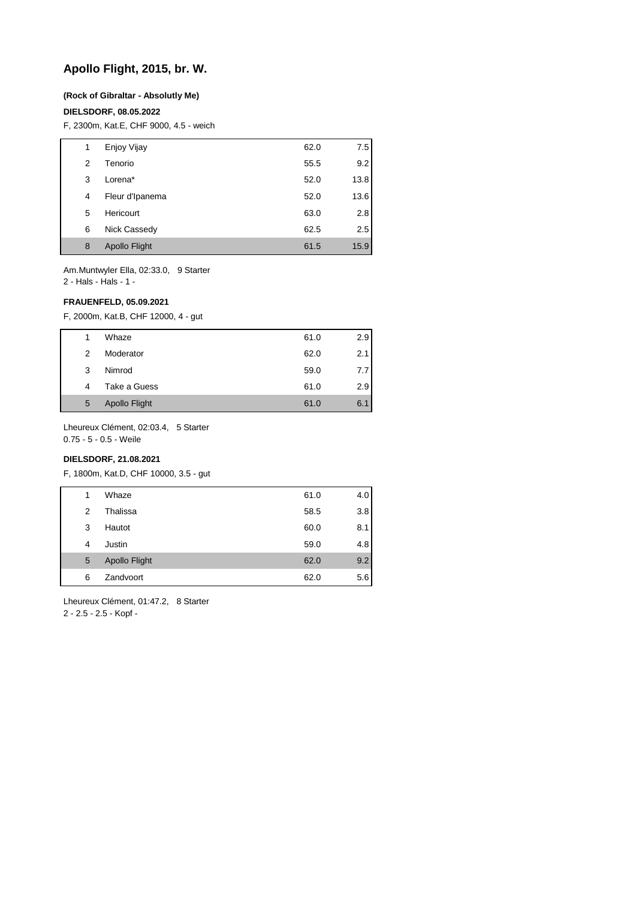## Apollo Flight, 2015, br. W.

**(Rock of Gibraltar - Absolutly Me)**

**DIELSDORF, 08.05.2022**

F, 2300m, Kat.E, CHF 9000, 4.5 - weich

| | | | |
|---|---|---|---|
| 1 | Enjoy Vijay | 62.0 | 7.5 |
| 2 | Tenorio | 55.5 | 9.2 |
| 3 | Lorena* | 52.0 | 13.8 |
| 4 | Fleur d'Ipanema | 52.0 | 13.6 |
| 5 | Hericourt | 63.0 | 2.8 |
| 6 | Nick Cassedy | 62.5 | 2.5 |
| 8 | Apollo Flight | 61.5 | 15.9 |

Am.Muntwyler Ella, 02:33.0, 9 Starter
2 - Hals - Hals - 1 -

**FRAUENFELD, 05.09.2021**

F, 2000m, Kat.B, CHF 12000, 4 - gut

| | | | |
|---|---|---|---|
| 1 | Whaze | 61.0 | 2.9 |
| 2 | Moderator | 62.0 | 2.1 |
| 3 | Nimrod | 59.0 | 7.7 |
| 4 | Take a Guess | 61.0 | 2.9 |
| 5 | Apollo Flight | 61.0 | 6.1 |

Lheureux Clément, 02:03.4, 5 Starter
0.75 - 5 - 0.5 - Weile

**DIELSDORF, 21.08.2021**

F, 1800m, Kat.D, CHF 10000, 3.5 - gut

| | | | |
|---|---|---|---|
| 1 | Whaze | 61.0 | 4.0 |
| 2 | Thalissa | 58.5 | 3.8 |
| 3 | Hautot | 60.0 | 8.1 |
| 4 | Justin | 59.0 | 4.8 |
| 5 | Apollo Flight | 62.0 | 9.2 |
| 6 | Zandvoort | 62.0 | 5.6 |

Lheureux Clément, 01:47.2, 8 Starter
2 - 2.5 - 2.5 - Kopf -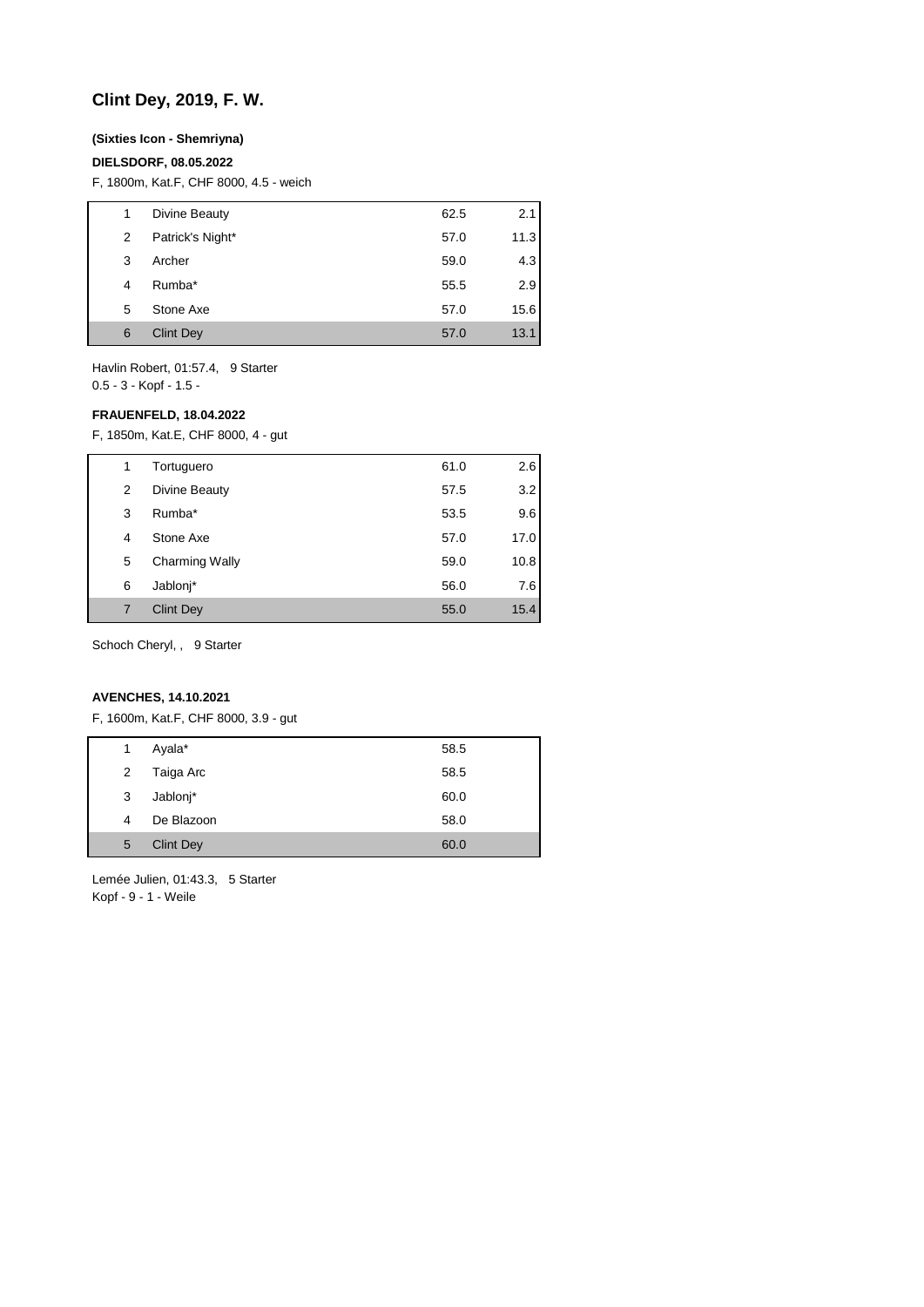## Clint Dey, 2019, F. W.

**(Sixties Icon - Shemriyna)**

**DIELSDORF, 08.05.2022**

F, 1800m, Kat.F, CHF 8000, 4.5 - weich

| | | | |
|---|---|---|---|
| 1 | Divine Beauty | 62.5 | 2.1 |
| 2 | Patrick's Night* | 57.0 | 11.3 |
| 3 | Archer | 59.0 | 4.3 |
| 4 | Rumba* | 55.5 | 2.9 |
| 5 | Stone Axe | 57.0 | 15.6 |
| 6 | Clint Dey | 57.0 | 13.1 |

Havlin Robert, 01:57.4, 9 Starter
0.5 - 3 - Kopf - 1.5 -

**FRAUENFELD, 18.04.2022**

F, 1850m, Kat.E, CHF 8000, 4 - gut

| | | | |
|---|---|---|---|
| 1 | Tortuguero | 61.0 | 2.6 |
| 2 | Divine Beauty | 57.5 | 3.2 |
| 3 | Rumba* | 53.5 | 9.6 |
| 4 | Stone Axe | 57.0 | 17.0 |
| 5 | Charming Wally | 59.0 | 10.8 |
| 6 | Jablonj* | 56.0 | 7.6 |
| 7 | Clint Dey | 55.0 | 15.4 |

Schoch Cheryl, , 9 Starter

**AVENCHES, 14.10.2021**

F, 1600m, Kat.F, CHF 8000, 3.9 - gut

| | | | |
|---|---|---|---|
| 1 | Ayala* | 58.5 | |
| 2 | Taiga Arc | 58.5 | |
| 3 | Jablonj* | 60.0 | |
| 4 | De Blazoon | 58.0 | |
| 5 | Clint Dey | 60.0 | |

Lemée Julien, 01:43.3, 5 Starter
Kopf - 9 - 1 - Weile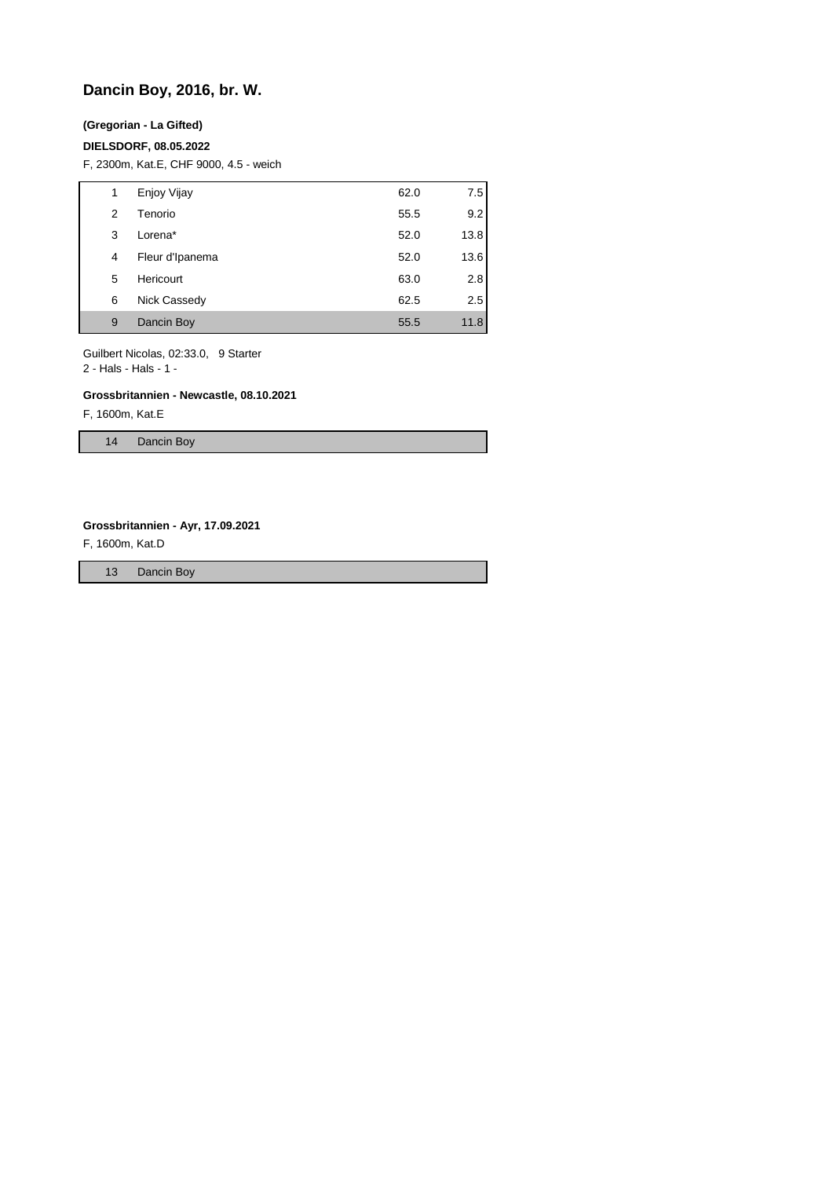# Dancin Boy, 2016, br. W.

**(Gregorian - La Gifted)**

**DIELSDORF, 08.05.2022**

F, 2300m, Kat.E, CHF 9000, 4.5 - weich

| | | | |
|---|---|---|---|
| 1 | Enjoy Vijay | 62.0 | 7.5 |
| 2 | Tenorio | 55.5 | 9.2 |
| 3 | Lorena* | 52.0 | 13.8 |
| 4 | Fleur d'Ipanema | 52.0 | 13.6 |
| 5 | Hericourt | 63.0 | 2.8 |
| 6 | Nick Cassedy | 62.5 | 2.5 |
| 9 | Dancin Boy | 55.5 | 11.8 |

Guilbert Nicolas, 02:33.0, 9 Starter
2 - Hals - Hals - 1 -

**Grossbritannien - Newcastle, 08.10.2021**

F, 1600m, Kat.E

| | |
|---|---|
| 14 | Dancin Boy |

**Grossbritannien - Ayr, 17.09.2021**

F, 1600m, Kat.D

| | |
|---|---|
| 13 | Dancin Boy |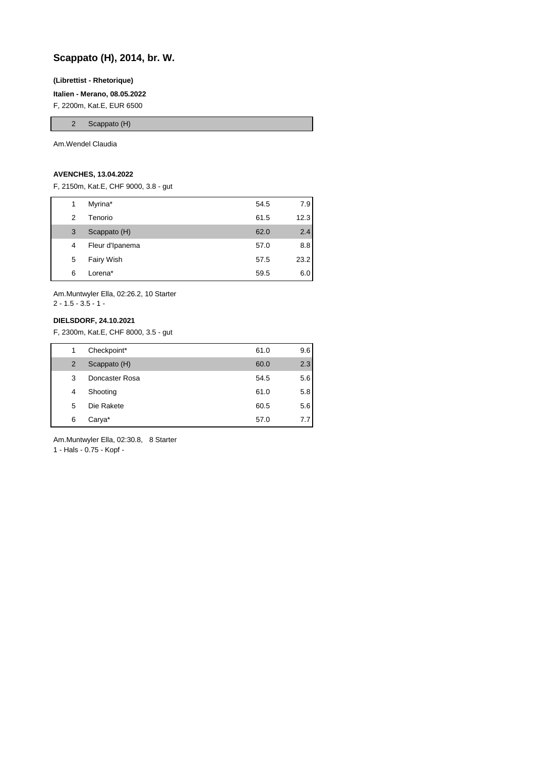## Scappato (H), 2014, br. W.

**(Librettist - Rhetorique)**

**Italien - Merano, 08.05.2022**

F, 2200m, Kat.E, EUR 6500

| | |
|---|---|
| 2 | Scappato (H) |

Am.Wendel Claudia

**AVENCHES, 13.04.2022**

F, 2150m, Kat.E, CHF 9000, 3.8 - gut

| | | | |
|---|---|---|---|
| 1 | Myrina* | 54.5 | 7.9 |
| 2 | Tenorio | 61.5 | 12.3 |
| 3 | Scappato (H) | 62.0 | 2.4 |
| 4 | Fleur d'Ipanema | 57.0 | 8.8 |
| 5 | Fairy Wish | 57.5 | 23.2 |
| 6 | Lorena* | 59.5 | 6.0 |

Am.Muntwyler Ella, 02:26.2, 10 Starter
2 - 1.5 - 3.5 - 1 -

**DIELSDORF, 24.10.2021**

F, 2300m, Kat.E, CHF 8000, 3.5 - gut

| | | | |
|---|---|---|---|
| 1 | Checkpoint* | 61.0 | 9.6 |
| 2 | Scappato (H) | 60.0 | 2.3 |
| 3 | Doncaster Rosa | 54.5 | 5.6 |
| 4 | Shooting | 61.0 | 5.8 |
| 5 | Die Rakete | 60.5 | 5.6 |
| 6 | Carya* | 57.0 | 7.7 |

Am.Muntwyler Ella, 02:30.8, 8 Starter
1 - Hals - 0.75 - Kopf -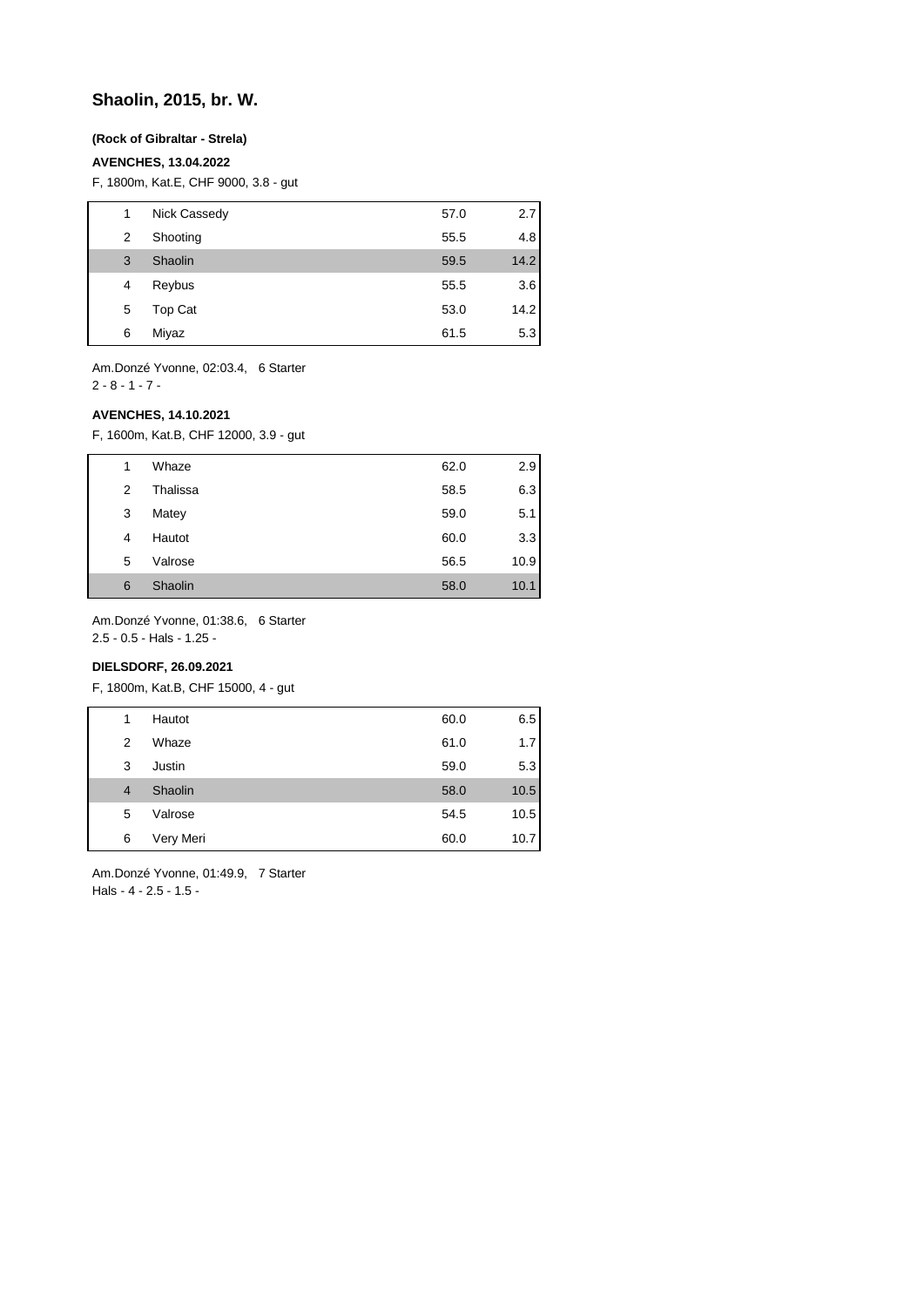## Shaolin, 2015, br. W.

**(Rock of Gibraltar - Strela)**

**AVENCHES, 13.04.2022**

F, 1800m, Kat.E, CHF 9000, 3.8 - gut

| | | | |
|---|---|---|---|
| 1 | Nick Cassedy | 57.0 | 2.7 |
| 2 | Shooting | 55.5 | 4.8 |
| 3 | Shaolin | 59.5 | 14.2 |
| 4 | Reybus | 55.5 | 3.6 |
| 5 | Top Cat | 53.0 | 14.2 |
| 6 | Miyaz | 61.5 | 5.3 |

Am.Donzé Yvonne, 02:03.4, 6 Starter
2 - 8 - 1 - 7 -

**AVENCHES, 14.10.2021**

F, 1600m, Kat.B, CHF 12000, 3.9 - gut

| | | | |
|---|---|---|---|
| 1 | Whaze | 62.0 | 2.9 |
| 2 | Thalissa | 58.5 | 6.3 |
| 3 | Matey | 59.0 | 5.1 |
| 4 | Hautot | 60.0 | 3.3 |
| 5 | Valrose | 56.5 | 10.9 |
| 6 | Shaolin | 58.0 | 10.1 |

Am.Donzé Yvonne, 01:38.6, 6 Starter
2.5 - 0.5 - Hals - 1.25 -

**DIELSDORF, 26.09.2021**

F, 1800m, Kat.B, CHF 15000, 4 - gut

| | | | |
|---|---|---|---|
| 1 | Hautot | 60.0 | 6.5 |
| 2 | Whaze | 61.0 | 1.7 |
| 3 | Justin | 59.0 | 5.3 |
| 4 | Shaolin | 58.0 | 10.5 |
| 5 | Valrose | 54.5 | 10.5 |
| 6 | Very Meri | 60.0 | 10.7 |

Am.Donzé Yvonne, 01:49.9, 7 Starter
Hals - 4 - 2.5 - 1.5 -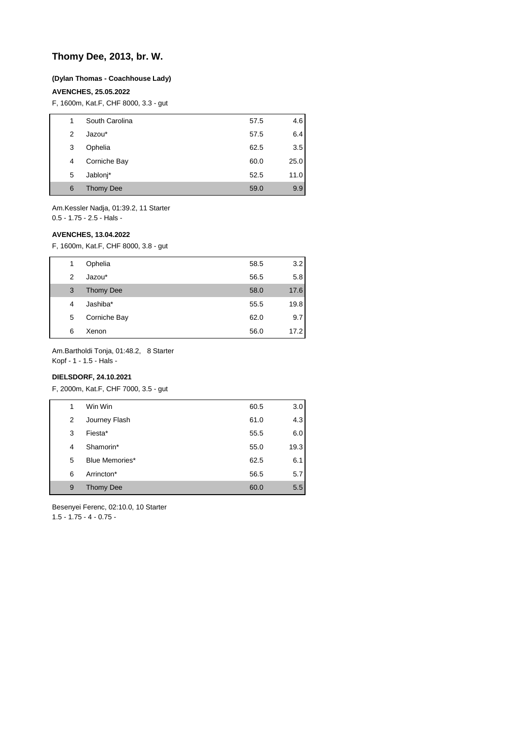## Thomy Dee, 2013, br. W.

**(Dylan Thomas - Coachhouse Lady)**

**AVENCHES, 25.05.2022**

F, 1600m, Kat.F, CHF 8000, 3.3 - gut

| | | | |
|---|---|---|---|
| 1 | South Carolina | 57.5 | 4.6 |
| 2 | Jazou* | 57.5 | 6.4 |
| 3 | Ophelia | 62.5 | 3.5 |
| 4 | Corniche Bay | 60.0 | 25.0 |
| 5 | Jablonj* | 52.5 | 11.0 |
| 6 | Thomy Dee | 59.0 | 9.9 |

Am.Kessler Nadja, 01:39.2, 11 Starter
0.5 - 1.75 - 2.5 - Hals -

**AVENCHES, 13.04.2022**

F, 1600m, Kat.F, CHF 8000, 3.8 - gut

| | | | |
|---|---|---|---|
| 1 | Ophelia | 58.5 | 3.2 |
| 2 | Jazou* | 56.5 | 5.8 |
| 3 | Thomy Dee | 58.0 | 17.6 |
| 4 | Jashiba* | 55.5 | 19.8 |
| 5 | Corniche Bay | 62.0 | 9.7 |
| 6 | Xenon | 56.0 | 17.2 |

Am.Bartholdi Tonja, 01:48.2, 8 Starter
Kopf - 1 - 1.5 - Hals -

**DIELSDORF, 24.10.2021**

F, 2000m, Kat.F, CHF 7000, 3.5 - gut

| | | | |
|---|---|---|---|
| 1 | Win Win | 60.5 | 3.0 |
| 2 | Journey Flash | 61.0 | 4.3 |
| 3 | Fiesta* | 55.5 | 6.0 |
| 4 | Shamorin* | 55.0 | 19.3 |
| 5 | Blue Memories* | 62.5 | 6.1 |
| 6 | Arrincton* | 56.5 | 5.7 |
| 9 | Thomy Dee | 60.0 | 5.5 |

Besenyei Ferenc, 02:10.0, 10 Starter
1.5 - 1.75 - 4 - 0.75 -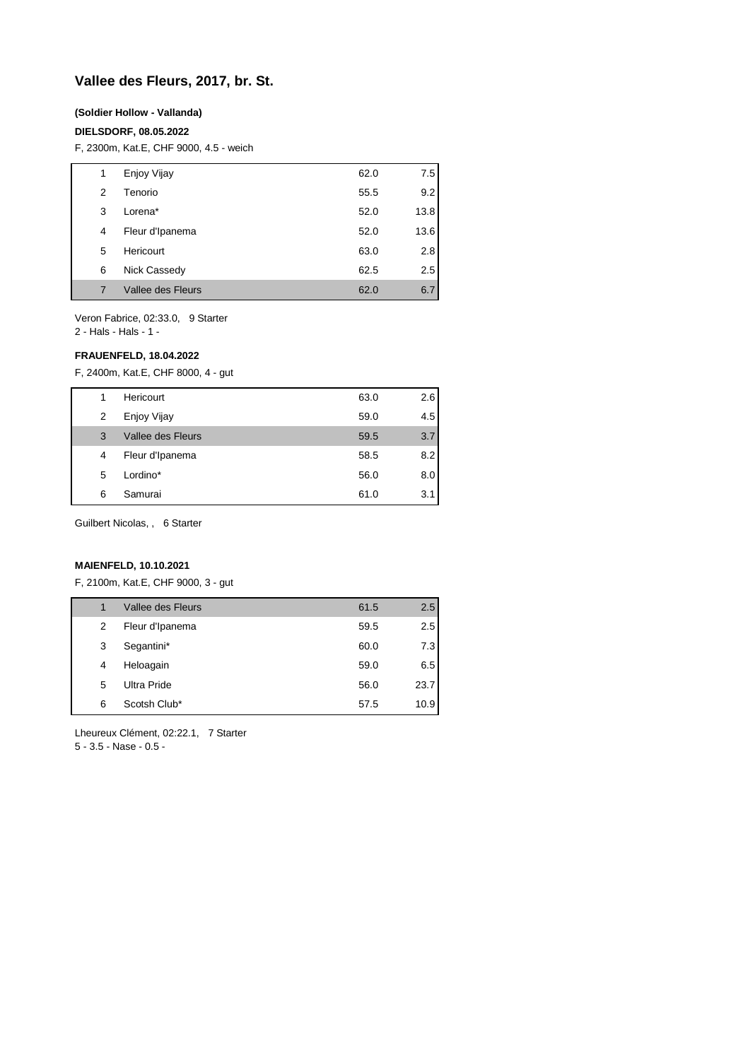# Vallee des Fleurs, 2017, br. St.

**(Soldier Hollow - Vallanda)**

**DIELSDORF, 08.05.2022**

F, 2300m, Kat.E, CHF 9000, 4.5 - weich

| | | | |
|---|---|---|---|
| 1 | Enjoy Vijay | 62.0 | 7.5 |
| 2 | Tenorio | 55.5 | 9.2 |
| 3 | Lorena* | 52.0 | 13.8 |
| 4 | Fleur d'Ipanema | 52.0 | 13.6 |
| 5 | Hericourt | 63.0 | 2.8 |
| 6 | Nick Cassedy | 62.5 | 2.5 |
| 7 | Vallee des Fleurs | 62.0 | 6.7 |

Veron Fabrice, 02:33.0, 9 Starter
2 - Hals - Hals - 1 -

**FRAUENFELD, 18.04.2022**

F, 2400m, Kat.E, CHF 8000, 4 - gut

| | | | |
|---|---|---|---|
| 1 | Hericourt | 63.0 | 2.6 |
| 2 | Enjoy Vijay | 59.0 | 4.5 |
| 3 | Vallee des Fleurs | 59.5 | 3.7 |
| 4 | Fleur d'Ipanema | 58.5 | 8.2 |
| 5 | Lordino* | 56.0 | 8.0 |
| 6 | Samurai | 61.0 | 3.1 |

Guilbert Nicolas, , 6 Starter

**MAIENFELD, 10.10.2021**

F, 2100m, Kat.E, CHF 9000, 3 - gut

| | | | |
|---|---|---|---|
| 1 | Vallee des Fleurs | 61.5 | 2.5 |
| 2 | Fleur d'Ipanema | 59.5 | 2.5 |
| 3 | Segantini* | 60.0 | 7.3 |
| 4 | Heloagain | 59.0 | 6.5 |
| 5 | Ultra Pride | 56.0 | 23.7 |
| 6 | Scotsh Club* | 57.5 | 10.9 |

Lheureux Clément, 02:22.1, 7 Starter
5 - 3.5 - Nase - 0.5 -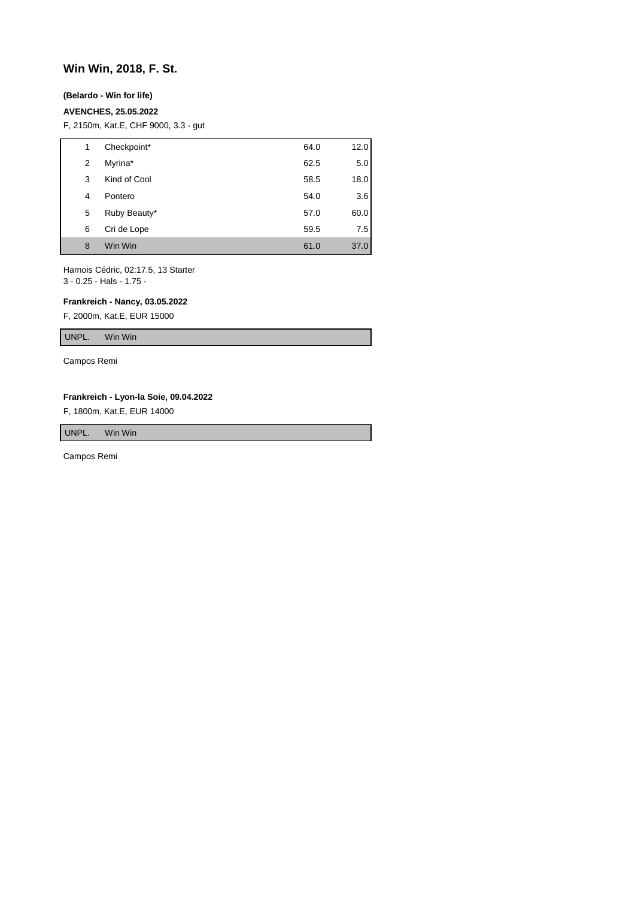## Win Win, 2018, F. St.

**(Belardo - Win for life)**

**AVENCHES, 25.05.2022**

F, 2150m, Kat.E, CHF 9000, 3.3 - gut

| | | | |
|---|---|---|---|
| 1 | Checkpoint* | 64.0 | 12.0 |
| 2 | Myrina* | 62.5 | 5.0 |
| 3 | Kind of Cool | 58.5 | 18.0 |
| 4 | Pontero | 54.0 | 3.6 |
| 5 | Ruby Beauty* | 57.0 | 60.0 |
| 6 | Cri de Lope | 59.5 | 7.5 |
| 8 | Win Win | 61.0 | 37.0 |

Harnois Cédric, 02:17.5, 13 Starter
3 - 0.25 - Hals - 1.75 -

**Frankreich - Nancy, 03.05.2022**

F, 2000m, Kat.E, EUR 15000

| | |
|---|---|
| UNPL. | Win Win |

Campos Remi

**Frankreich - Lyon-la Soie, 09.04.2022**

F, 1800m, Kat.E, EUR 14000

| | |
|---|---|
| UNPL. | Win Win |

Campos Remi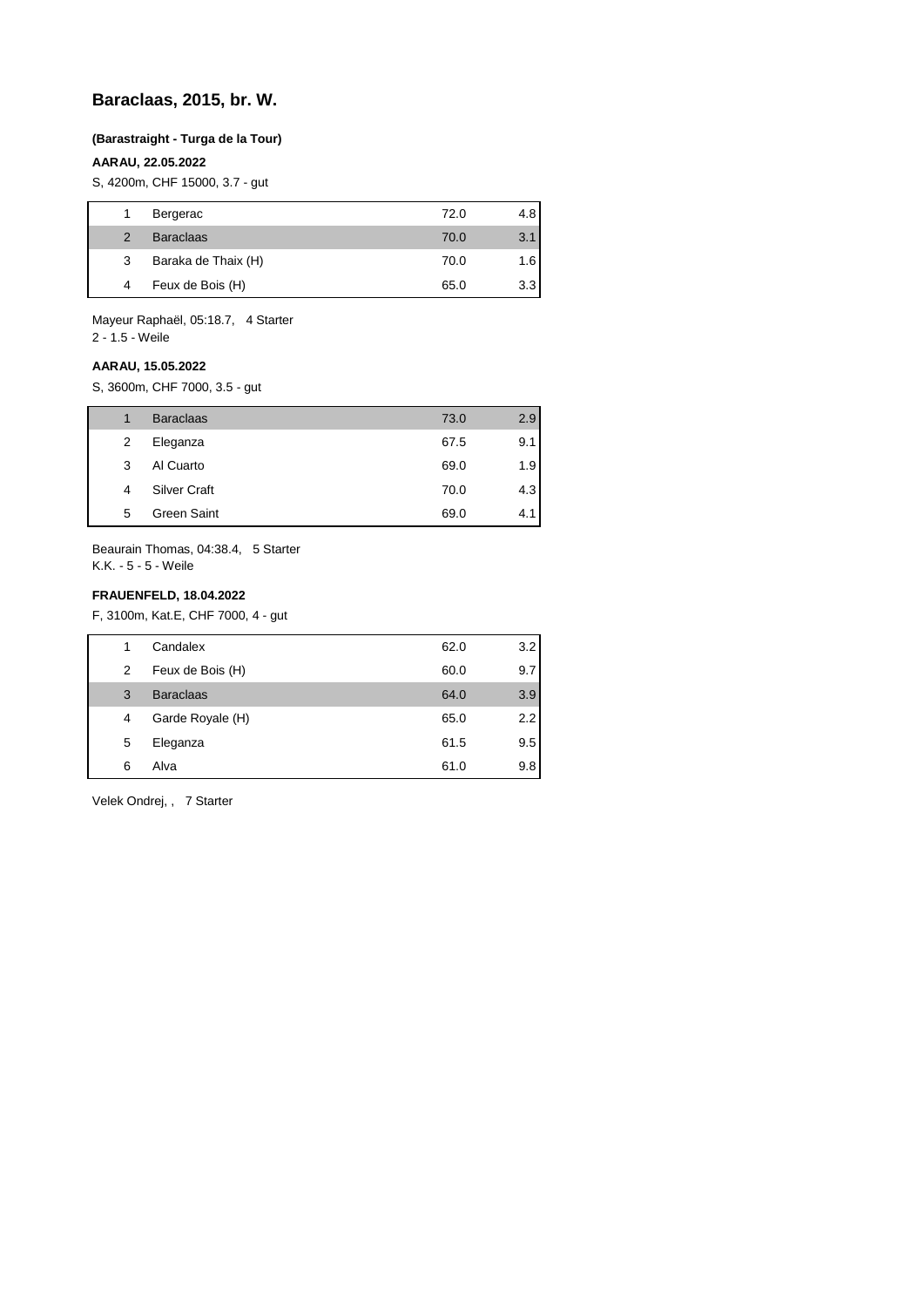## Baraclaas, 2015, br. W.

**(Barastraight - Turga de la Tour)**

**AARAU, 22.05.2022**

S, 4200m, CHF 15000, 3.7 - gut

| | | | |
|---|---|---|---|
| 1 | Bergerac | 72.0 | 4.8 |
| 2 | Baraclaas | 70.0 | 3.1 |
| 3 | Baraka de Thaix (H) | 70.0 | 1.6 |
| 4 | Feux de Bois (H) | 65.0 | 3.3 |

Mayeur Raphaël, 05:18.7, 4 Starter
2 - 1.5 - Weile

**AARAU, 15.05.2022**

S, 3600m, CHF 7000, 3.5 - gut

| | | | |
|---|---|---|---|
| 1 | Baraclaas | 73.0 | 2.9 |
| 2 | Eleganza | 67.5 | 9.1 |
| 3 | Al Cuarto | 69.0 | 1.9 |
| 4 | Silver Craft | 70.0 | 4.3 |
| 5 | Green Saint | 69.0 | 4.1 |

Beaurain Thomas, 04:38.4, 5 Starter
K.K. - 5 - 5 - Weile

**FRAUENFELD, 18.04.2022**

F, 3100m, Kat.E, CHF 7000, 4 - gut

| | | | |
|---|---|---|---|
| 1 | Candalex | 62.0 | 3.2 |
| 2 | Feux de Bois (H) | 60.0 | 9.7 |
| 3 | Baraclaas | 64.0 | 3.9 |
| 4 | Garde Royale (H) | 65.0 | 2.2 |
| 5 | Eleganza | 61.5 | 9.5 |
| 6 | Alva | 61.0 | 9.8 |

Velek Ondrej, , 7 Starter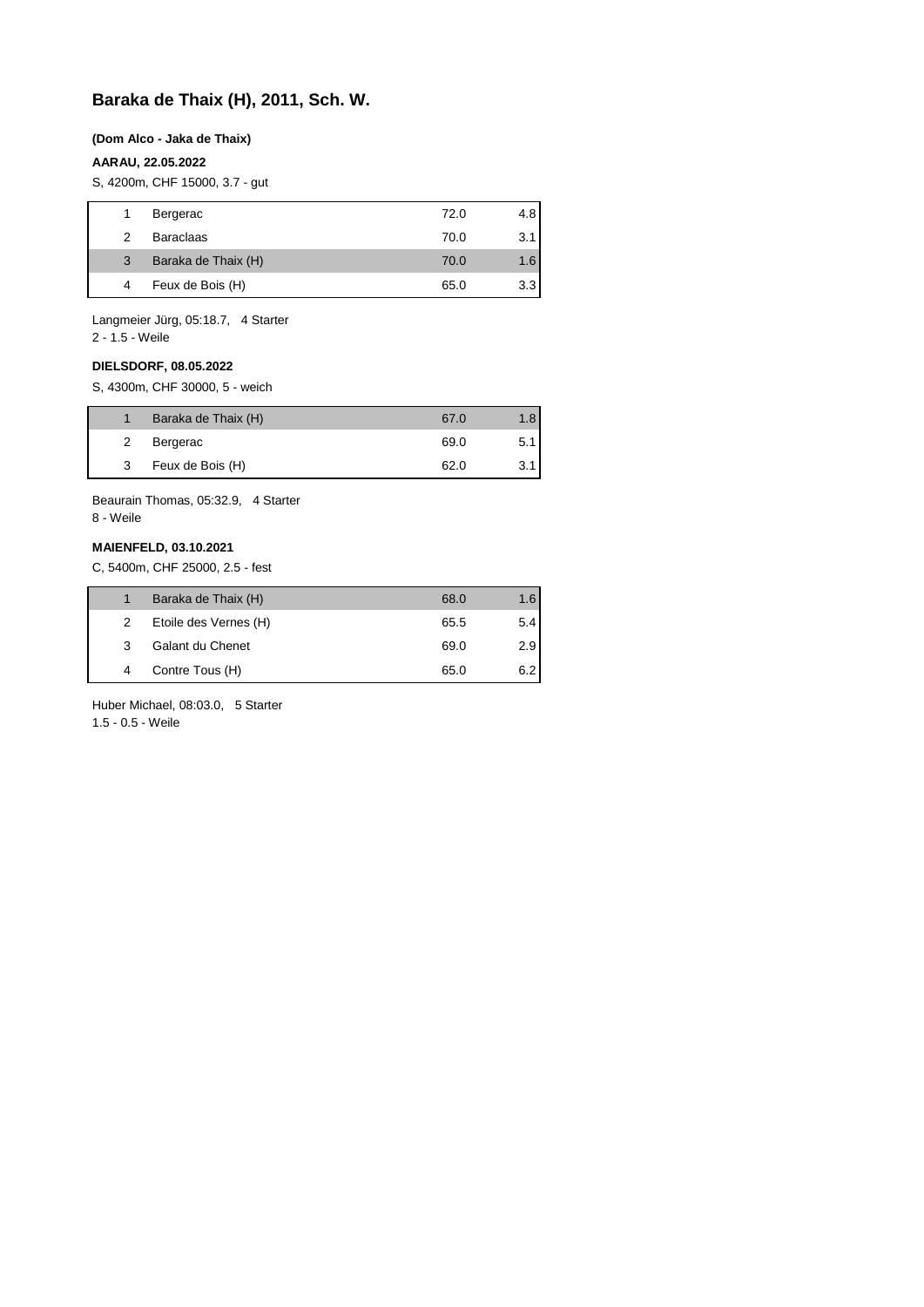# Baraka de Thaix (H), 2011, Sch. W.

**(Dom Alco - Jaka de Thaix)**

**AARAU, 22.05.2022**

S, 4200m, CHF 15000, 3.7 - gut

| | | | |
|---|---|---|---|
| 1 | Bergerac | 72.0 | 4.8 |
| 2 | Baraclaas | 70.0 | 3.1 |
| 3 | Baraka de Thaix (H) | 70.0 | 1.6 |
| 4 | Feux de Bois (H) | 65.0 | 3.3 |

Langmeier Jürg, 05:18.7, 4 Starter
2 - 1.5 - Weile

**DIELSDORF, 08.05.2022**

S, 4300m, CHF 30000, 5 - weich

| | | | |
|---|---|---|---|
| 1 | Baraka de Thaix (H) | 67.0 | 1.8 |
| 2 | Bergerac | 69.0 | 5.1 |
| 3 | Feux de Bois (H) | 62.0 | 3.1 |

Beaurain Thomas, 05:32.9, 4 Starter
8 - Weile

**MAIENFELD, 03.10.2021**

C, 5400m, CHF 25000, 2.5 - fest

| | | | |
|---|---|---|---|
| 1 | Baraka de Thaix (H) | 68.0 | 1.6 |
| 2 | Etoile des Vernes (H) | 65.5 | 5.4 |
| 3 | Galant du Chenet | 69.0 | 2.9 |
| 4 | Contre Tous (H) | 65.0 | 6.2 |

Huber Michael, 08:03.0, 5 Starter
1.5 - 0.5 - Weile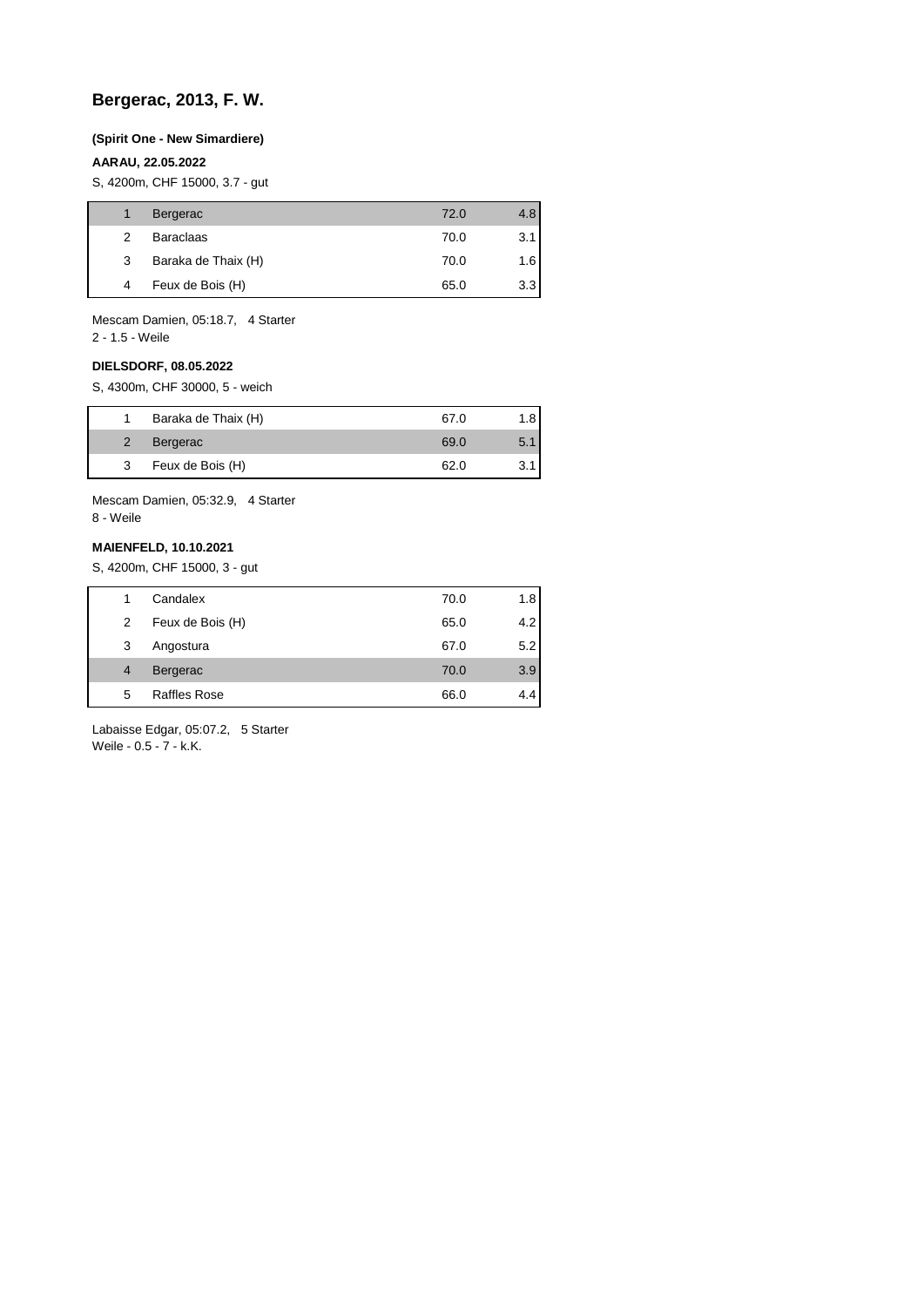## Bergerac, 2013, F. W.

**(Spirit One - New Simardiere)**

**AARAU, 22.05.2022**

S, 4200m, CHF 15000, 3.7 - gut

| | | | |
|---|---|---|---|
| 1 | Bergerac | 72.0 | 4.8 |
| 2 | Baraclaas | 70.0 | 3.1 |
| 3 | Baraka de Thaix (H) | 70.0 | 1.6 |
| 4 | Feux de Bois (H) | 65.0 | 3.3 |

Mescam Damien, 05:18.7, 4 Starter
2 - 1.5 - Weile

**DIELSDORF, 08.05.2022**

S, 4300m, CHF 30000, 5 - weich

| | | | |
|---|---|---|---|
| 1 | Baraka de Thaix (H) | 67.0 | 1.8 |
| 2 | Bergerac | 69.0 | 5.1 |
| 3 | Feux de Bois (H) | 62.0 | 3.1 |

Mescam Damien, 05:32.9, 4 Starter
8 - Weile

**MAIENFELD, 10.10.2021**

S, 4200m, CHF 15000, 3 - gut

| | | | |
|---|---|---|---|
| 1 | Candalex | 70.0 | 1.8 |
| 2 | Feux de Bois (H) | 65.0 | 4.2 |
| 3 | Angostura | 67.0 | 5.2 |
| 4 | Bergerac | 70.0 | 3.9 |
| 5 | Raffles Rose | 66.0 | 4.4 |

Labaisse Edgar, 05:07.2, 5 Starter
Weile - 0.5 - 7 - k.K.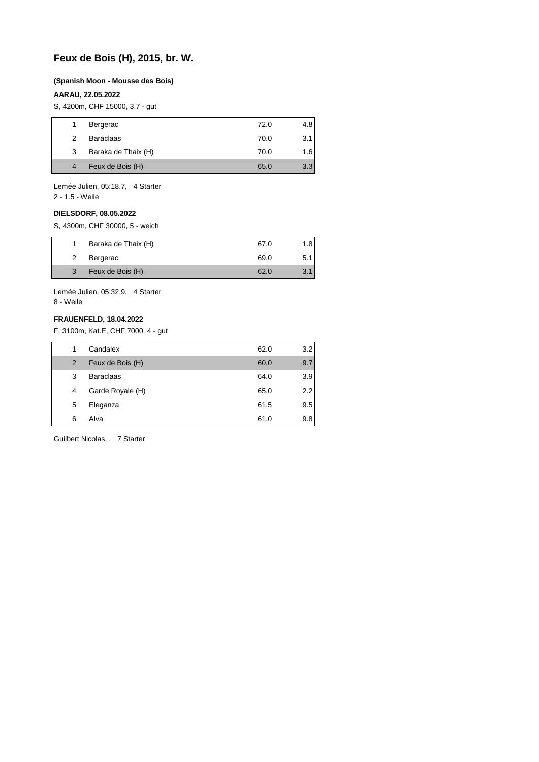# Feux de Bois (H), 2015, br. W.

**(Spanish Moon - Mousse des Bois)**

**AARAU, 22.05.2022**

S, 4200m, CHF 15000, 3.7 - gut

| | | | |
|---|---|---|---|
| 1 | Bergerac | 72.0 | 4.8 |
| 2 | Baraclaas | 70.0 | 3.1 |
| 3 | Baraka de Thaix (H) | 70.0 | 1.6 |
| 4 | Feux de Bois (H) | 65.0 | 3.3 |

Lemée Julien, 05:18.7, 4 Starter
2 - 1.5 - Weile

**DIELSDORF, 08.05.2022**

S, 4300m, CHF 30000, 5 - weich

| | | | |
|---|---|---|---|
| 1 | Baraka de Thaix (H) | 67.0 | 1.8 |
| 2 | Bergerac | 69.0 | 5.1 |
| 3 | Feux de Bois (H) | 62.0 | 3.1 |

Lemée Julien, 05:32.9, 4 Starter
8 - Weile

**FRAUENFELD, 18.04.2022**

F, 3100m, Kat.E, CHF 7000, 4 - gut

| | | | |
|---|---|---|---|
| 1 | Candalex | 62.0 | 3.2 |
| 2 | Feux de Bois (H) | 60.0 | 9.7 |
| 3 | Baraclaas | 64.0 | 3.9 |
| 4 | Garde Royale (H) | 65.0 | 2.2 |
| 5 | Eleganza | 61.5 | 9.5 |
| 6 | Alva | 61.0 | 9.8 |

Guilbert Nicolas, , 7 Starter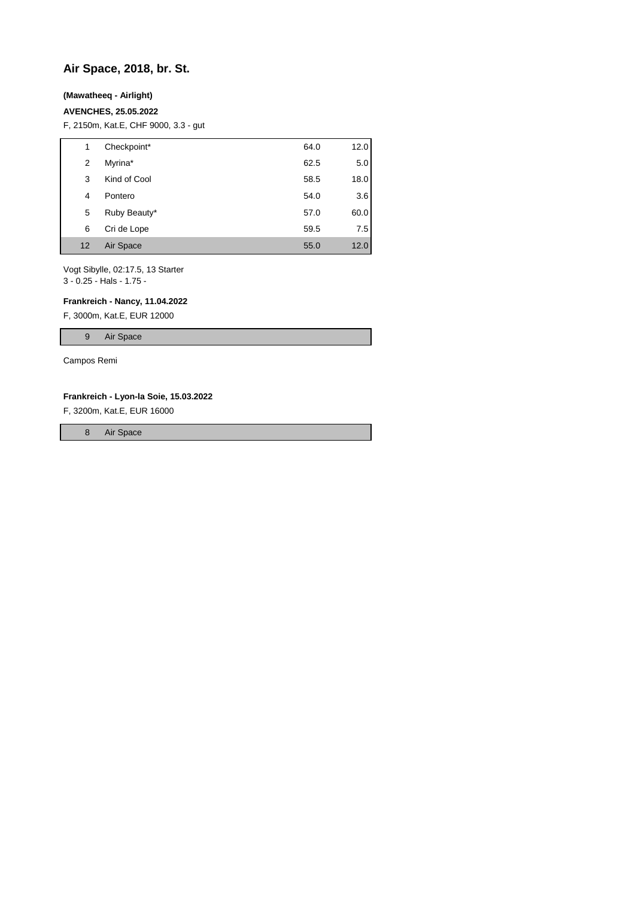## Air Space, 2018, br. St.

**(Mawatheeq - Airlight)**

**AVENCHES, 25.05.2022**

F, 2150m, Kat.E, CHF 9000, 3.3 - gut

| | | | |
|---|---|---|---|
| 1 | Checkpoint* | 64.0 | 12.0 |
| 2 | Myrina* | 62.5 | 5.0 |
| 3 | Kind of Cool | 58.5 | 18.0 |
| 4 | Pontero | 54.0 | 3.6 |
| 5 | Ruby Beauty* | 57.0 | 60.0 |
| 6 | Cri de Lope | 59.5 | 7.5 |
| 12 | Air Space | 55.0 | 12.0 |

Vogt Sibylle, 02:17.5, 13 Starter
3 - 0.25 - Hals - 1.75 -

**Frankreich - Nancy, 11.04.2022**

F, 3000m, Kat.E, EUR 12000

| | |
|---|---|
| 9 | Air Space |

Campos Remi

**Frankreich - Lyon-la Soie, 15.03.2022**

F, 3200m, Kat.E, EUR 16000

| | |
|---|---|
| 8 | Air Space |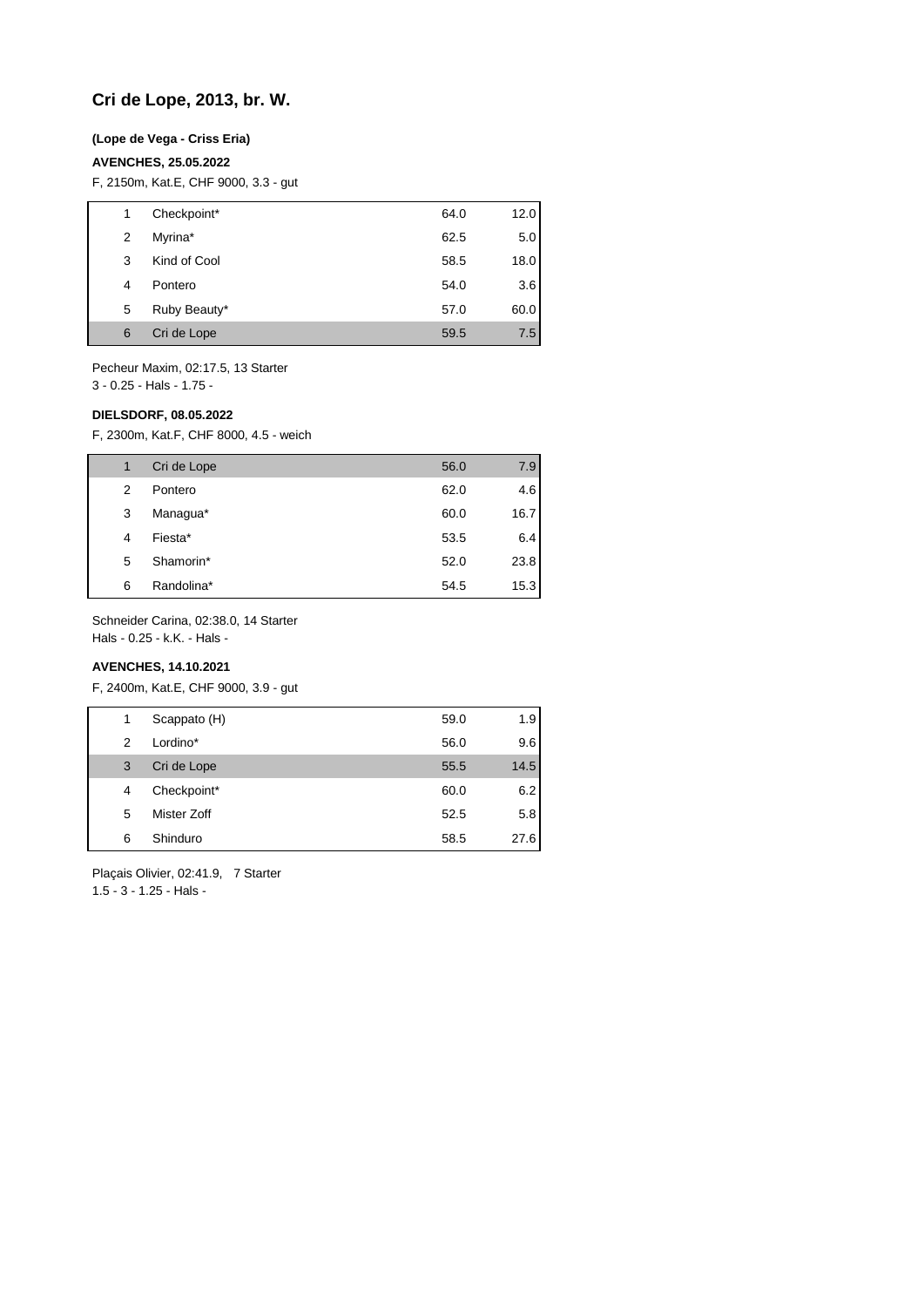# Cri de Lope, 2013, br. W.

**(Lope de Vega - Criss Eria)**

**AVENCHES, 25.05.2022**

F, 2150m, Kat.E, CHF 9000, 3.3 - gut

| | | | |
|---|---|---|---|
| 1 | Checkpoint* | 64.0 | 12.0 |
| 2 | Myrina* | 62.5 | 5.0 |
| 3 | Kind of Cool | 58.5 | 18.0 |
| 4 | Pontero | 54.0 | 3.6 |
| 5 | Ruby Beauty* | 57.0 | 60.0 |
| 6 | Cri de Lope | 59.5 | 7.5 |

Pecheur Maxim, 02:17.5, 13 Starter
3 - 0.25 - Hals - 1.75 -

**DIELSDORF, 08.05.2022**

F, 2300m, Kat.F, CHF 8000, 4.5 - weich

| | | | |
|---|---|---|---|
| 1 | Cri de Lope | 56.0 | 7.9 |
| 2 | Pontero | 62.0 | 4.6 |
| 3 | Managua* | 60.0 | 16.7 |
| 4 | Fiesta* | 53.5 | 6.4 |
| 5 | Shamorin* | 52.0 | 23.8 |
| 6 | Randolina* | 54.5 | 15.3 |

Schneider Carina, 02:38.0, 14 Starter
Hals - 0.25 - k.K. - Hals -

**AVENCHES, 14.10.2021**

F, 2400m, Kat.E, CHF 9000, 3.9 - gut

| | | | |
|---|---|---|---|
| 1 | Scappato (H) | 59.0 | 1.9 |
| 2 | Lordino* | 56.0 | 9.6 |
| 3 | Cri de Lope | 55.5 | 14.5 |
| 4 | Checkpoint* | 60.0 | 6.2 |
| 5 | Mister Zoff | 52.5 | 5.8 |
| 6 | Shinduro | 58.5 | 27.6 |

Plaçais Olivier, 02:41.9, 7 Starter
1.5 - 3 - 1.25 - Hals -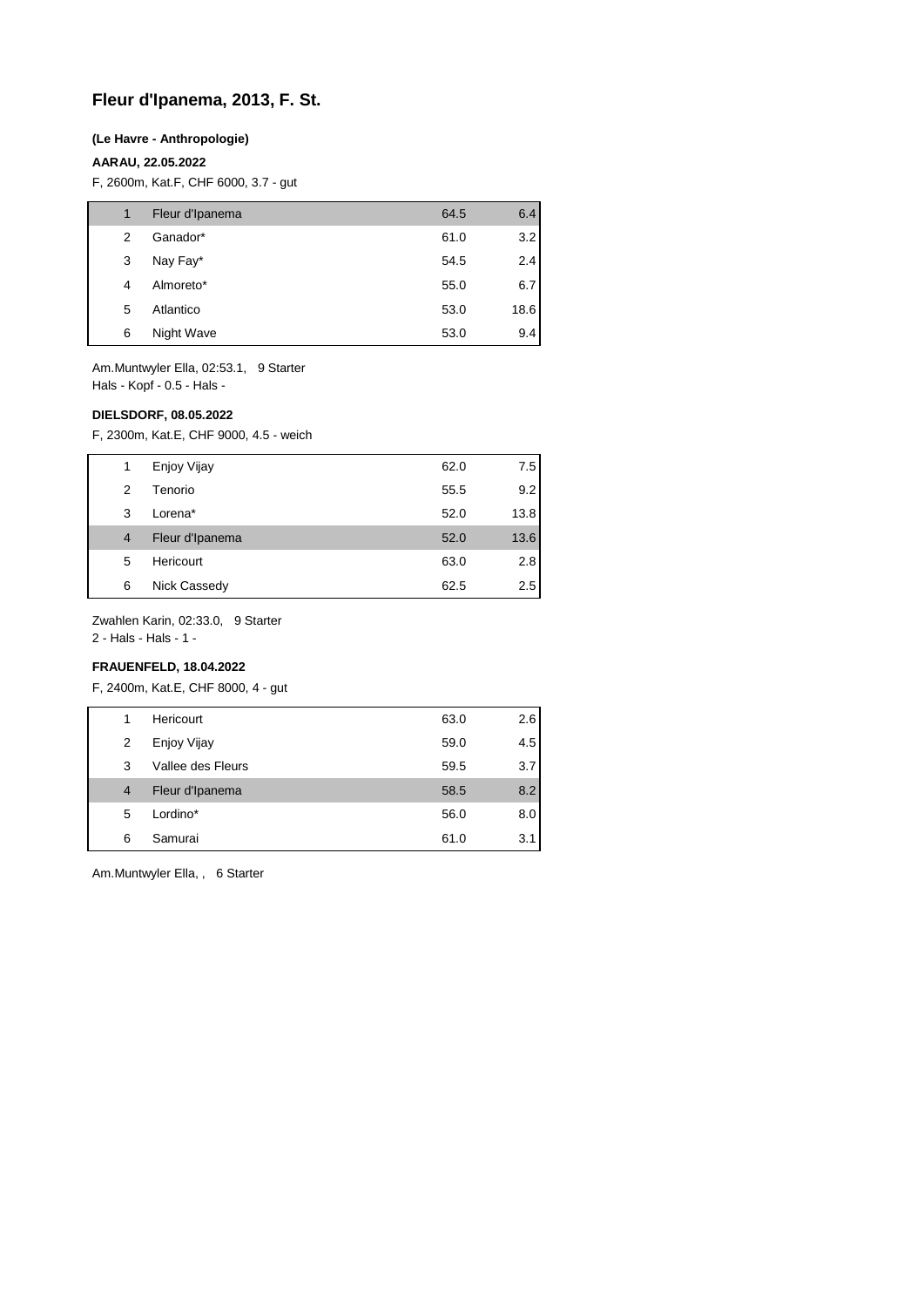# Fleur d'Ipanema, 2013, F. St.

**(Le Havre - Anthropologie)**

**AARAU, 22.05.2022**

F, 2600m, Kat.F, CHF 6000, 3.7 - gut

| | | | |
|---|---|---|---|
| 1 | Fleur d'Ipanema | 64.5 | 6.4 |
| 2 | Ganador* | 61.0 | 3.2 |
| 3 | Nay Fay* | 54.5 | 2.4 |
| 4 | Almoreto* | 55.0 | 6.7 |
| 5 | Atlantico | 53.0 | 18.6 |
| 6 | Night Wave | 53.0 | 9.4 |

Am.Muntwyler Ella, 02:53.1, 9 Starter
Hals - Kopf - 0.5 - Hals -

**DIELSDORF, 08.05.2022**

F, 2300m, Kat.E, CHF 9000, 4.5 - weich

| | | | |
|---|---|---|---|
| 1 | Enjoy Vijay | 62.0 | 7.5 |
| 2 | Tenorio | 55.5 | 9.2 |
| 3 | Lorena* | 52.0 | 13.8 |
| 4 | Fleur d'Ipanema | 52.0 | 13.6 |
| 5 | Hericourt | 63.0 | 2.8 |
| 6 | Nick Cassedy | 62.5 | 2.5 |

Zwahlen Karin, 02:33.0, 9 Starter
2 - Hals - Hals - 1 -

**FRAUENFELD, 18.04.2022**

F, 2400m, Kat.E, CHF 8000, 4 - gut

| | | | |
|---|---|---|---|
| 1 | Hericourt | 63.0 | 2.6 |
| 2 | Enjoy Vijay | 59.0 | 4.5 |
| 3 | Vallee des Fleurs | 59.5 | 3.7 |
| 4 | Fleur d'Ipanema | 58.5 | 8.2 |
| 5 | Lordino* | 56.0 | 8.0 |
| 6 | Samurai | 61.0 | 3.1 |

Am.Muntwyler Ella, , 6 Starter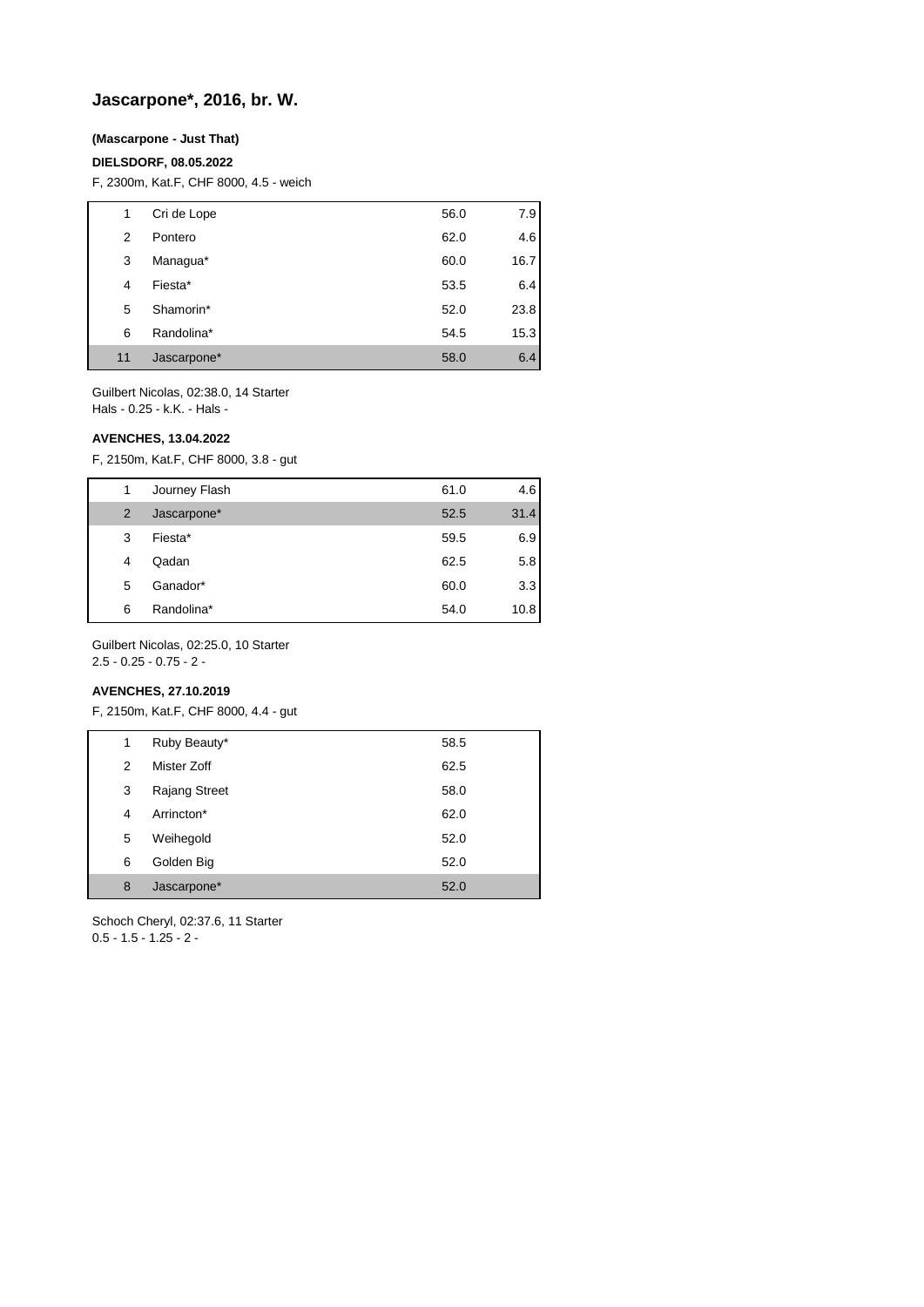## Jascarpone*, 2016, br. W.

**(Mascarpone - Just That)**

**DIELSDORF, 08.05.2022**

F, 2300m, Kat.F, CHF 8000, 4.5 - weich

| | | | |
|---|---|---|---|
| 1 | Cri de Lope | 56.0 | 7.9 |
| 2 | Pontero | 62.0 | 4.6 |
| 3 | Managua* | 60.0 | 16.7 |
| 4 | Fiesta* | 53.5 | 6.4 |
| 5 | Shamorin* | 52.0 | 23.8 |
| 6 | Randolina* | 54.5 | 15.3 |
| 11 | Jascarpone* | 58.0 | 6.4 |

Guilbert Nicolas, 02:38.0, 14 Starter
Hals - 0.25 - k.K. - Hals -

**AVENCHES, 13.04.2022**

F, 2150m, Kat.F, CHF 8000, 3.8 - gut

| | | | |
|---|---|---|---|
| 1 | Journey Flash | 61.0 | 4.6 |
| 2 | Jascarpone* | 52.5 | 31.4 |
| 3 | Fiesta* | 59.5 | 6.9 |
| 4 | Qadan | 62.5 | 5.8 |
| 5 | Ganador* | 60.0 | 3.3 |
| 6 | Randolina* | 54.0 | 10.8 |

Guilbert Nicolas, 02:25.0, 10 Starter
2.5 - 0.25 - 0.75 - 2 -

**AVENCHES, 27.10.2019**

F, 2150m, Kat.F, CHF 8000, 4.4 - gut

| | | |
|---|---|---|
| 1 | Ruby Beauty* | 58.5 |
| 2 | Mister Zoff | 62.5 |
| 3 | Rajang Street | 58.0 |
| 4 | Arrincton* | 62.0 |
| 5 | Weihegold | 52.0 |
| 6 | Golden Big | 52.0 |
| 8 | Jascarpone* | 52.0 |

Schoch Cheryl, 02:37.6, 11 Starter
0.5 - 1.5 - 1.25 - 2 -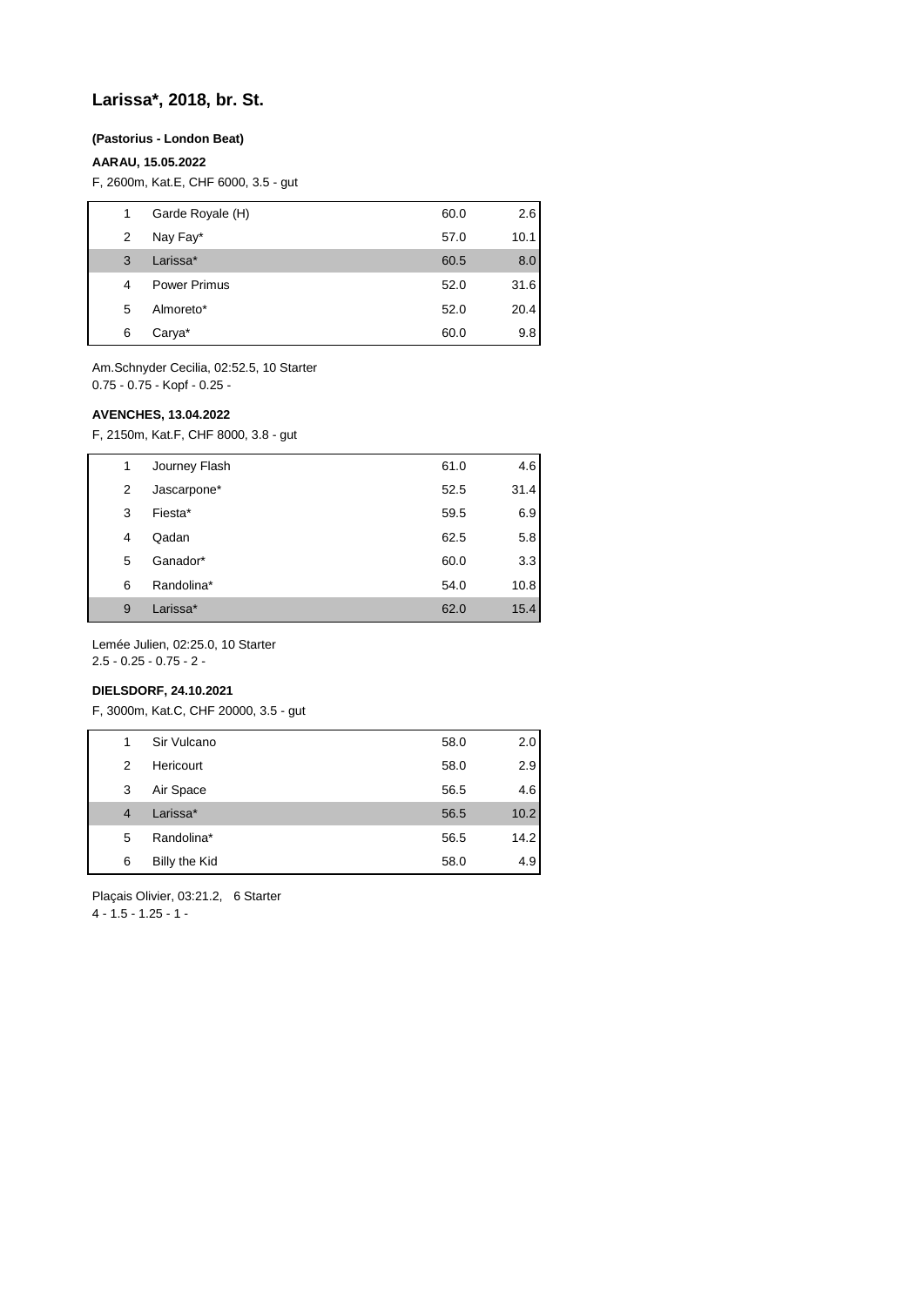## Larissa*, 2018, br. St.

**(Pastorius - London Beat)**

**AARAU, 15.05.2022**

F, 2600m, Kat.E, CHF 6000, 3.5 - gut

| | | | |
|---|---|---|---|
| 1 | Garde Royale (H) | 60.0 | 2.6 |
| 2 | Nay Fay* | 57.0 | 10.1 |
| 3 | Larissa* | 60.5 | 8.0 |
| 4 | Power Primus | 52.0 | 31.6 |
| 5 | Almoreto* | 52.0 | 20.4 |
| 6 | Carya* | 60.0 | 9.8 |

Am.Schnyder Cecilia, 02:52.5, 10 Starter
0.75 - 0.75 - Kopf - 0.25 -

**AVENCHES, 13.04.2022**

F, 2150m, Kat.F, CHF 8000, 3.8 - gut

| | | | |
|---|---|---|---|
| 1 | Journey Flash | 61.0 | 4.6 |
| 2 | Jascarpone* | 52.5 | 31.4 |
| 3 | Fiesta* | 59.5 | 6.9 |
| 4 | Qadan | 62.5 | 5.8 |
| 5 | Ganador* | 60.0 | 3.3 |
| 6 | Randolina* | 54.0 | 10.8 |
| 9 | Larissa* | 62.0 | 15.4 |

Lemée Julien, 02:25.0, 10 Starter
2.5 - 0.25 - 0.75 - 2 -

**DIELSDORF, 24.10.2021**

F, 3000m, Kat.C, CHF 20000, 3.5 - gut

| | | | |
|---|---|---|---|
| 1 | Sir Vulcano | 58.0 | 2.0 |
| 2 | Hericourt | 58.0 | 2.9 |
| 3 | Air Space | 56.5 | 4.6 |
| 4 | Larissa* | 56.5 | 10.2 |
| 5 | Randolina* | 56.5 | 14.2 |
| 6 | Billy the Kid | 58.0 | 4.9 |

Plaçais Olivier, 03:21.2, 6 Starter
4 - 1.5 - 1.25 - 1 -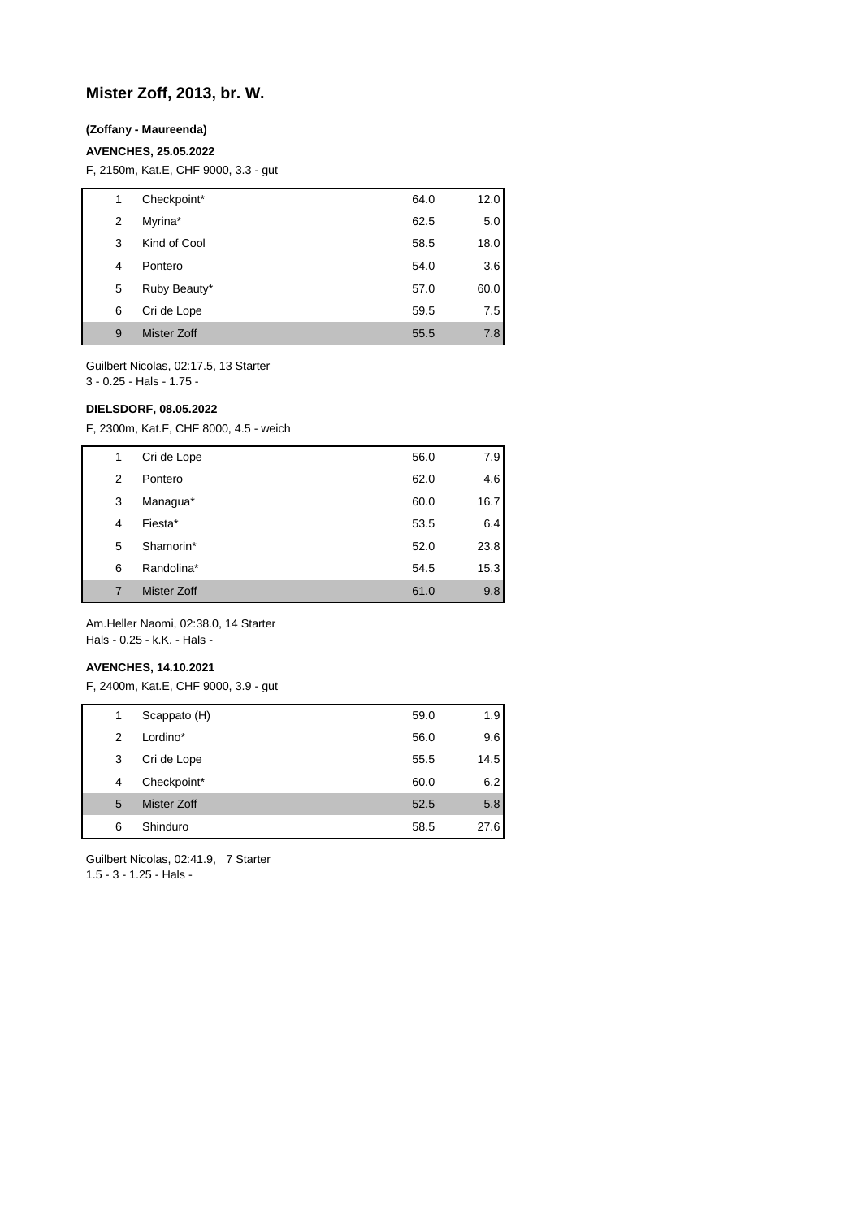## Mister Zoff, 2013, br. W.

**(Zoffany - Maureenda)**

**AVENCHES, 25.05.2022**

F, 2150m, Kat.E, CHF 9000, 3.3 - gut

| | | | |
|---|---|---|---|
| 1 | Checkpoint* | 64.0 | 12.0 |
| 2 | Myrina* | 62.5 | 5.0 |
| 3 | Kind of Cool | 58.5 | 18.0 |
| 4 | Pontero | 54.0 | 3.6 |
| 5 | Ruby Beauty* | 57.0 | 60.0 |
| 6 | Cri de Lope | 59.5 | 7.5 |
| 9 | Mister Zoff | 55.5 | 7.8 |

Guilbert Nicolas, 02:17.5, 13 Starter
3 - 0.25 - Hals - 1.75 -

**DIELSDORF, 08.05.2022**

F, 2300m, Kat.F, CHF 8000, 4.5 - weich

| | | | |
|---|---|---|---|
| 1 | Cri de Lope | 56.0 | 7.9 |
| 2 | Pontero | 62.0 | 4.6 |
| 3 | Managua* | 60.0 | 16.7 |
| 4 | Fiesta* | 53.5 | 6.4 |
| 5 | Shamorin* | 52.0 | 23.8 |
| 6 | Randolina* | 54.5 | 15.3 |
| 7 | Mister Zoff | 61.0 | 9.8 |

Am.Heller Naomi, 02:38.0, 14 Starter
Hals - 0.25 - k.K. - Hals -

**AVENCHES, 14.10.2021**

F, 2400m, Kat.E, CHF 9000, 3.9 - gut

| | | | |
|---|---|---|---|
| 1 | Scappato (H) | 59.0 | 1.9 |
| 2 | Lordino* | 56.0 | 9.6 |
| 3 | Cri de Lope | 55.5 | 14.5 |
| 4 | Checkpoint* | 60.0 | 6.2 |
| 5 | Mister Zoff | 52.5 | 5.8 |
| 6 | Shinduro | 58.5 | 27.6 |

Guilbert Nicolas, 02:41.9, 7 Starter
1.5 - 3 - 1.25 - Hals -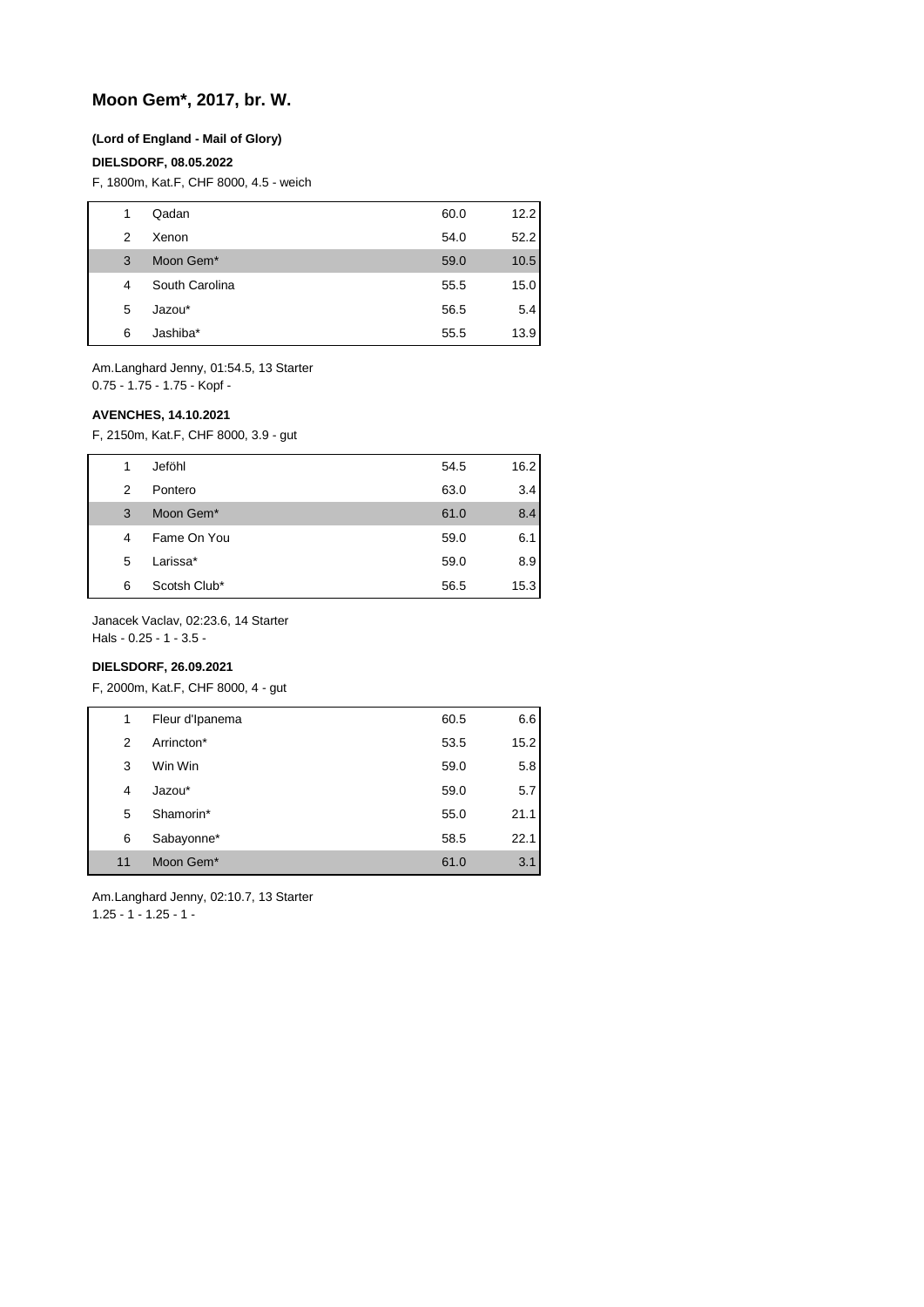## Moon Gem*, 2017, br. W.

**(Lord of England - Mail of Glory)**

**DIELSDORF, 08.05.2022**

F, 1800m, Kat.F, CHF 8000, 4.5 - weich

| | | | |
|---|---|---|---|
| 1 | Qadan | 60.0 | 12.2 |
| 2 | Xenon | 54.0 | 52.2 |
| 3 | Moon Gem* | 59.0 | 10.5 |
| 4 | South Carolina | 55.5 | 15.0 |
| 5 | Jazou* | 56.5 | 5.4 |
| 6 | Jashiba* | 55.5 | 13.9 |

Am.Langhard Jenny, 01:54.5, 13 Starter
0.75 - 1.75 - 1.75 - Kopf -

**AVENCHES, 14.10.2021**

F, 2150m, Kat.F, CHF 8000, 3.9 - gut

| | | | |
|---|---|---|---|
| 1 | Jeföhl | 54.5 | 16.2 |
| 2 | Pontero | 63.0 | 3.4 |
| 3 | Moon Gem* | 61.0 | 8.4 |
| 4 | Fame On You | 59.0 | 6.1 |
| 5 | Larissa* | 59.0 | 8.9 |
| 6 | Scotsh Club* | 56.5 | 15.3 |

Janacek Vaclav, 02:23.6, 14 Starter
Hals - 0.25 - 1 - 3.5 -

**DIELSDORF, 26.09.2021**

F, 2000m, Kat.F, CHF 8000, 4 - gut

| | | | |
|---|---|---|---|
| 1 | Fleur d'Ipanema | 60.5 | 6.6 |
| 2 | Arrincton* | 53.5 | 15.2 |
| 3 | Win Win | 59.0 | 5.8 |
| 4 | Jazou* | 59.0 | 5.7 |
| 5 | Shamorin* | 55.0 | 21.1 |
| 6 | Sabayonne* | 58.5 | 22.1 |
| 11 | Moon Gem* | 61.0 | 3.1 |

Am.Langhard Jenny, 02:10.7, 13 Starter
1.25 - 1 - 1.25 - 1 -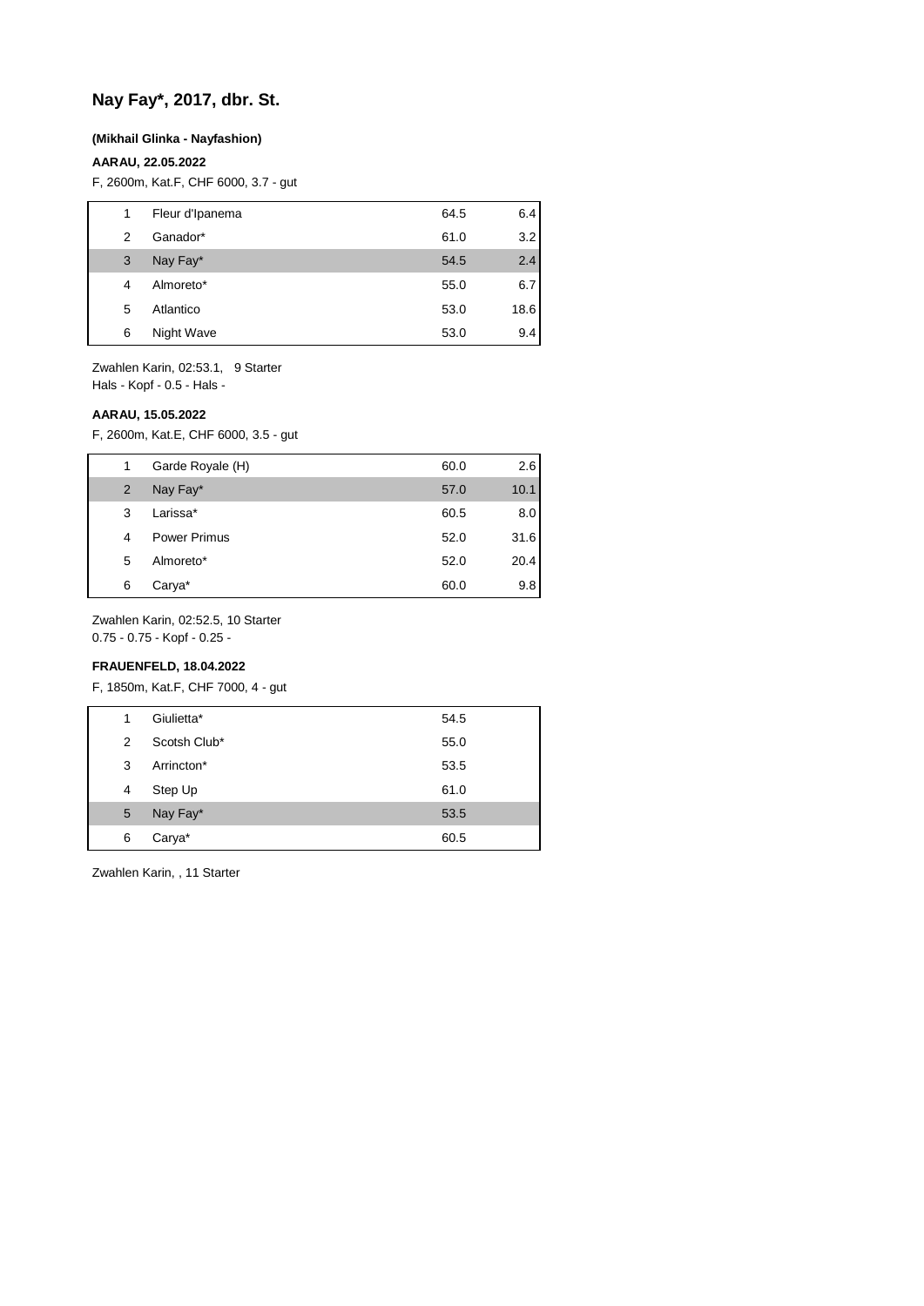## Nay Fay*, 2017, dbr. St.

**(Mikhail Glinka - Nayfashion)**

**AARAU, 22.05.2022**

F, 2600m, Kat.F, CHF 6000, 3.7 - gut

| | | | |
|---|---|---|---|
| 1 | Fleur d'Ipanema | 64.5 | 6.4 |
| 2 | Ganador* | 61.0 | 3.2 |
| 3 | Nay Fay* | 54.5 | 2.4 |
| 4 | Almoreto* | 55.0 | 6.7 |
| 5 | Atlantico | 53.0 | 18.6 |
| 6 | Night Wave | 53.0 | 9.4 |

Zwahlen Karin, 02:53.1, 9 Starter
Hals - Kopf - 0.5 - Hals -

**AARAU, 15.05.2022**

F, 2600m, Kat.E, CHF 6000, 3.5 - gut

| | | | |
|---|---|---|---|
| 1 | Garde Royale (H) | 60.0 | 2.6 |
| 2 | Nay Fay* | 57.0 | 10.1 |
| 3 | Larissa* | 60.5 | 8.0 |
| 4 | Power Primus | 52.0 | 31.6 |
| 5 | Almoreto* | 52.0 | 20.4 |
| 6 | Carya* | 60.0 | 9.8 |

Zwahlen Karin, 02:52.5, 10 Starter
0.75 - 0.75 - Kopf - 0.25 -

**FRAUENFELD, 18.04.2022**

F, 1850m, Kat.F, CHF 7000, 4 - gut

| | | | |
|---|---|---|---|
| 1 | Giulietta* | 54.5 | |
| 2 | Scotsh Club* | 55.0 | |
| 3 | Arrincton* | 53.5 | |
| 4 | Step Up | 61.0 | |
| 5 | Nay Fay* | 53.5 | |
| 6 | Carya* | 60.5 | |

Zwahlen Karin, , 11 Starter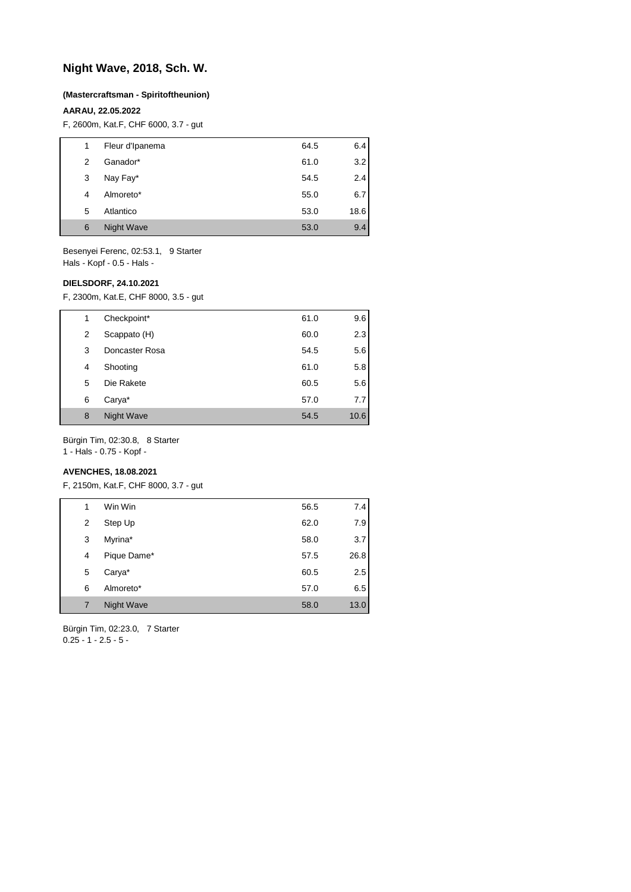## Night Wave, 2018, Sch. W.

**(Mastercraftsman - Spiritoftheunion)**

**AARAU, 22.05.2022**

F, 2600m, Kat.F, CHF 6000, 3.7 - gut

| | | | |
|---|---|---|---|
| 1 | Fleur d'Ipanema | 64.5 | 6.4 |
| 2 | Ganador* | 61.0 | 3.2 |
| 3 | Nay Fay* | 54.5 | 2.4 |
| 4 | Almoreto* | 55.0 | 6.7 |
| 5 | Atlantico | 53.0 | 18.6 |
| 6 | Night Wave | 53.0 | 9.4 |

Besenyei Ferenc, 02:53.1, 9 Starter
Hals - Kopf - 0.5 - Hals -

**DIELSDORF, 24.10.2021**

F, 2300m, Kat.E, CHF 8000, 3.5 - gut

| | | | |
|---|---|---|---|
| 1 | Checkpoint* | 61.0 | 9.6 |
| 2 | Scappato (H) | 60.0 | 2.3 |
| 3 | Doncaster Rosa | 54.5 | 5.6 |
| 4 | Shooting | 61.0 | 5.8 |
| 5 | Die Rakete | 60.5 | 5.6 |
| 6 | Carya* | 57.0 | 7.7 |
| 8 | Night Wave | 54.5 | 10.6 |

Bürgin Tim, 02:30.8, 8 Starter
1 - Hals - 0.75 - Kopf -

**AVENCHES, 18.08.2021**

F, 2150m, Kat.F, CHF 8000, 3.7 - gut

| | | | |
|---|---|---|---|
| 1 | Win Win | 56.5 | 7.4 |
| 2 | Step Up | 62.0 | 7.9 |
| 3 | Myrina* | 58.0 | 3.7 |
| 4 | Pique Dame* | 57.5 | 26.8 |
| 5 | Carya* | 60.5 | 2.5 |
| 6 | Almoreto* | 57.0 | 6.5 |
| 7 | Night Wave | 58.0 | 13.0 |

Bürgin Tim, 02:23.0, 7 Starter
0.25 - 1 - 2.5 - 5 -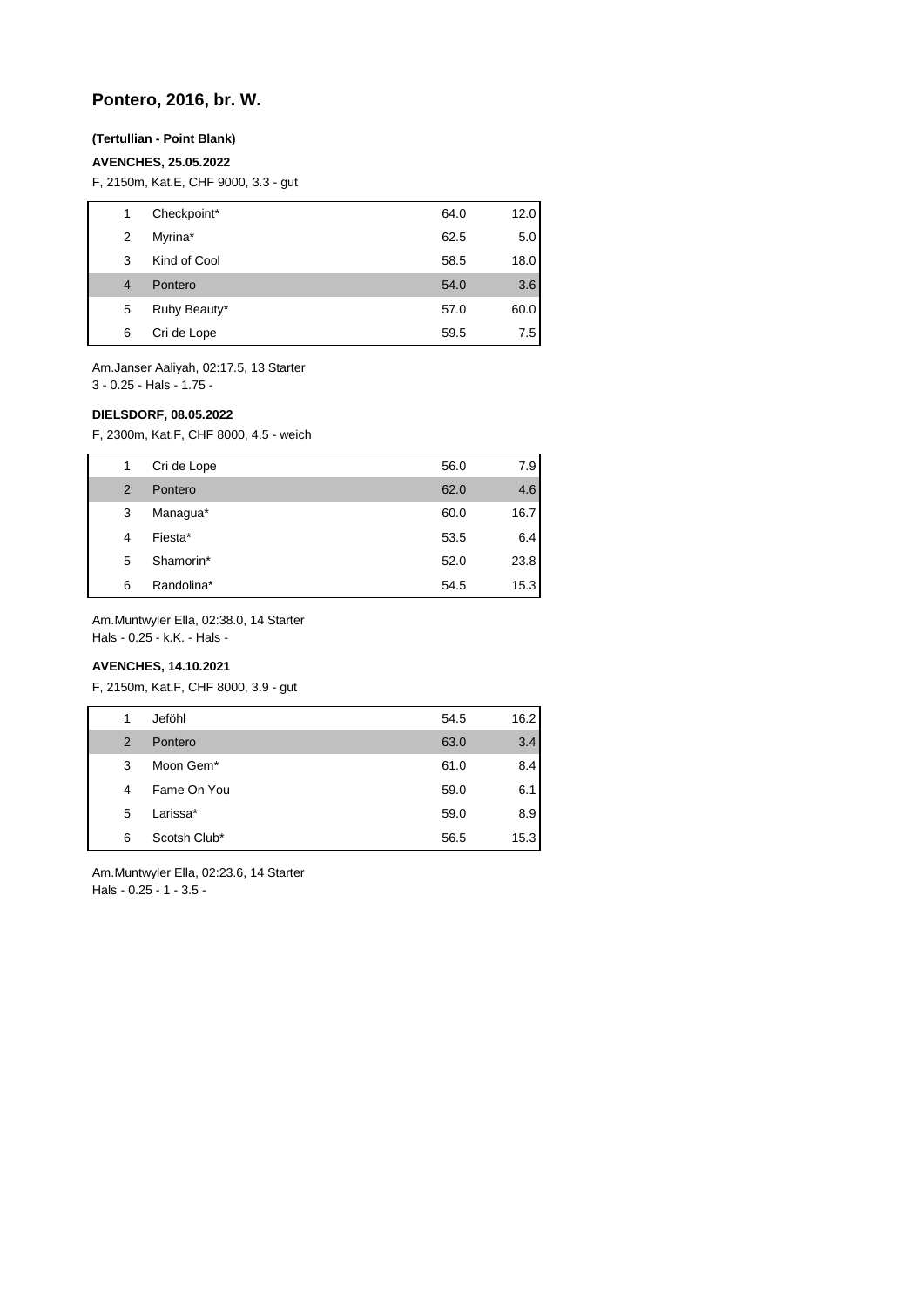## Pontero, 2016, br. W.

**(Tertullian - Point Blank)**

**AVENCHES, 25.05.2022**

F, 2150m, Kat.E, CHF 9000, 3.3 - gut

| | | | |
|---|---|---|---|
| 1 | Checkpoint* | 64.0 | 12.0 |
| 2 | Myrina* | 62.5 | 5.0 |
| 3 | Kind of Cool | 58.5 | 18.0 |
| 4 | Pontero | 54.0 | 3.6 |
| 5 | Ruby Beauty* | 57.0 | 60.0 |
| 6 | Cri de Lope | 59.5 | 7.5 |

Am.Janser Aaliyah, 02:17.5, 13 Starter
3 - 0.25 - Hals - 1.75 -

**DIELSDORF, 08.05.2022**

F, 2300m, Kat.F, CHF 8000, 4.5 - weich

| | | | |
|---|---|---|---|
| 1 | Cri de Lope | 56.0 | 7.9 |
| 2 | Pontero | 62.0 | 4.6 |
| 3 | Managua* | 60.0 | 16.7 |
| 4 | Fiesta* | 53.5 | 6.4 |
| 5 | Shamorin* | 52.0 | 23.8 |
| 6 | Randolina* | 54.5 | 15.3 |

Am.Muntwyler Ella, 02:38.0, 14 Starter
Hals - 0.25 - k.K. - Hals -

**AVENCHES, 14.10.2021**

F, 2150m, Kat.F, CHF 8000, 3.9 - gut

| | | | |
|---|---|---|---|
| 1 | Jeföhl | 54.5 | 16.2 |
| 2 | Pontero | 63.0 | 3.4 |
| 3 | Moon Gem* | 61.0 | 8.4 |
| 4 | Fame On You | 59.0 | 6.1 |
| 5 | Larissa* | 59.0 | 8.9 |
| 6 | Scotsh Club* | 56.5 | 15.3 |

Am.Muntwyler Ella, 02:23.6, 14 Starter
Hals - 0.25 - 1 - 3.5 -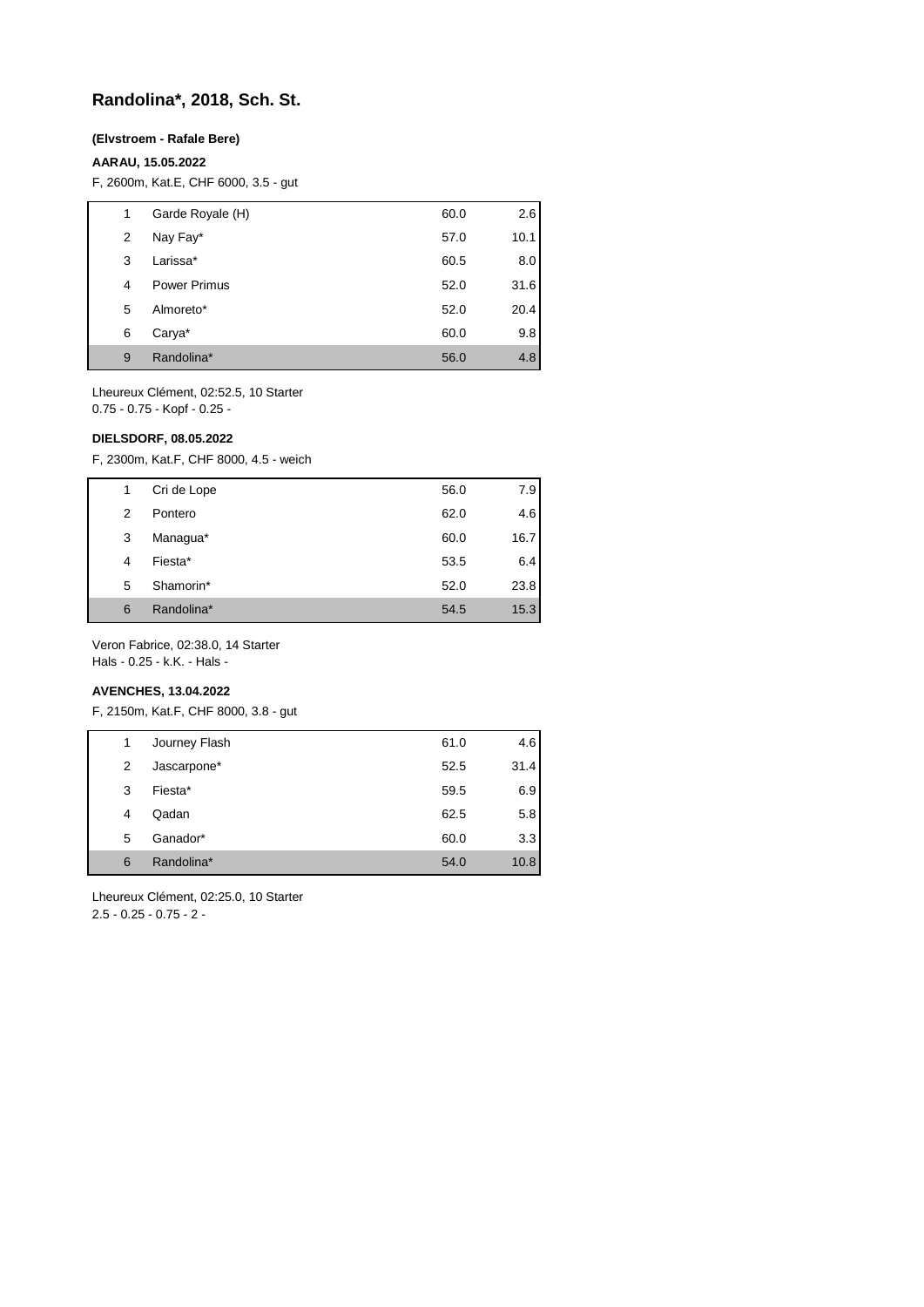## Randolina*, 2018, Sch. St.

**(Elvstroem - Rafale Bere)**

**AARAU, 15.05.2022**

F, 2600m, Kat.E, CHF 6000, 3.5 - gut

| | | | |
|---|---|---|---|
| 1 | Garde Royale (H) | 60.0 | 2.6 |
| 2 | Nay Fay* | 57.0 | 10.1 |
| 3 | Larissa* | 60.5 | 8.0 |
| 4 | Power Primus | 52.0 | 31.6 |
| 5 | Almoreto* | 52.0 | 20.4 |
| 6 | Carya* | 60.0 | 9.8 |
| 9 | Randolina* | 56.0 | 4.8 |

Lheureux Clément, 02:52.5, 10 Starter
0.75 - 0.75 - Kopf - 0.25 -

**DIELSDORF, 08.05.2022**

F, 2300m, Kat.F, CHF 8000, 4.5 - weich

| | | | |
|---|---|---|---|
| 1 | Cri de Lope | 56.0 | 7.9 |
| 2 | Pontero | 62.0 | 4.6 |
| 3 | Managua* | 60.0 | 16.7 |
| 4 | Fiesta* | 53.5 | 6.4 |
| 5 | Shamorin* | 52.0 | 23.8 |
| 6 | Randolina* | 54.5 | 15.3 |

Veron Fabrice, 02:38.0, 14 Starter
Hals - 0.25 - k.K. - Hals -

**AVENCHES, 13.04.2022**

F, 2150m, Kat.F, CHF 8000, 3.8 - gut

| | | | |
|---|---|---|---|
| 1 | Journey Flash | 61.0 | 4.6 |
| 2 | Jascarpone* | 52.5 | 31.4 |
| 3 | Fiesta* | 59.5 | 6.9 |
| 4 | Qadan | 62.5 | 5.8 |
| 5 | Ganador* | 60.0 | 3.3 |
| 6 | Randolina* | 54.0 | 10.8 |

Lheureux Clément, 02:25.0, 10 Starter
2.5 - 0.25 - 0.75 - 2 -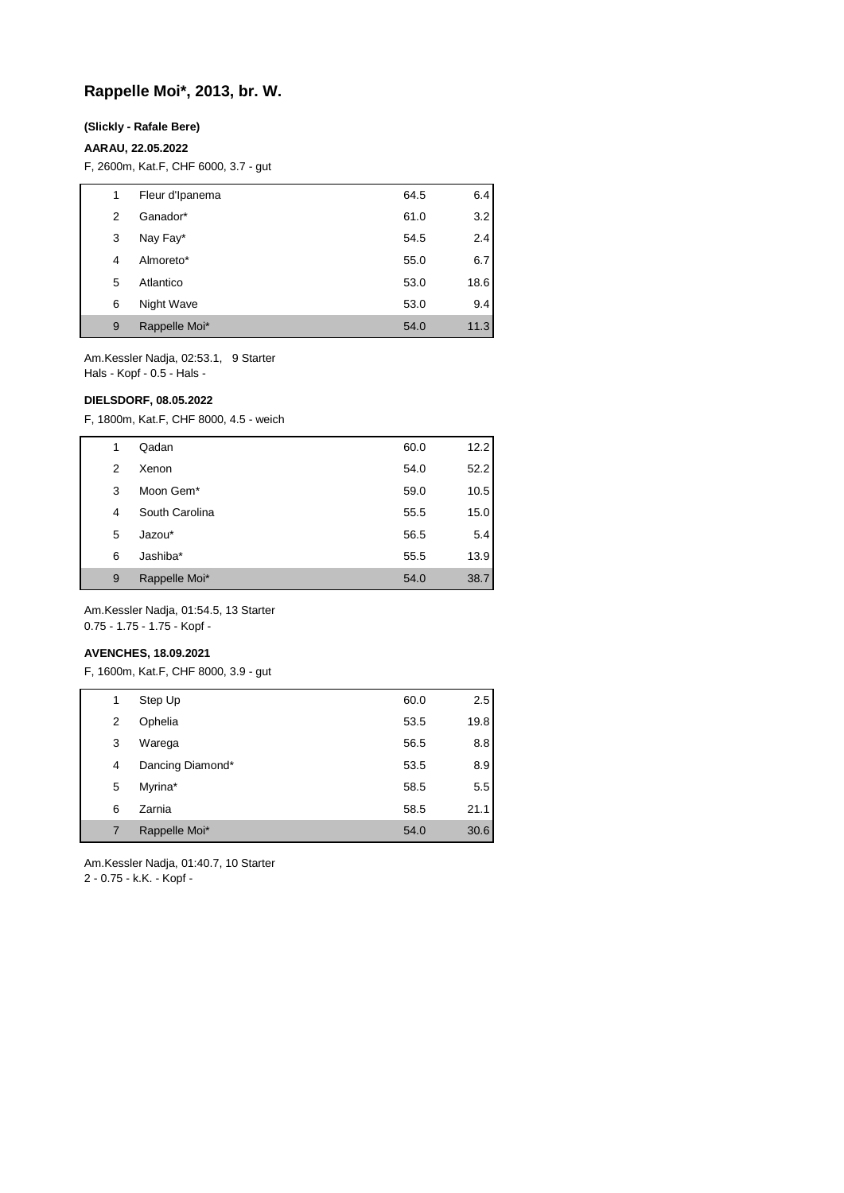# Rappelle Moi*, 2013, br. W.

**(Slickly - Rafale Bere)**

**AARAU, 22.05.2022**

F, 2600m, Kat.F, CHF 6000, 3.7 - gut

| | | | |
|---|---|---|---|
| 1 | Fleur d'Ipanema | 64.5 | 6.4 |
| 2 | Ganador* | 61.0 | 3.2 |
| 3 | Nay Fay* | 54.5 | 2.4 |
| 4 | Almoreto* | 55.0 | 6.7 |
| 5 | Atlantico | 53.0 | 18.6 |
| 6 | Night Wave | 53.0 | 9.4 |
| 9 | Rappelle Moi* | 54.0 | 11.3 |

Am.Kessler Nadja, 02:53.1, 9 Starter
Hals - Kopf - 0.5 - Hals -

**DIELSDORF, 08.05.2022**

F, 1800m, Kat.F, CHF 8000, 4.5 - weich

| | | | |
|---|---|---|---|
| 1 | Qadan | 60.0 | 12.2 |
| 2 | Xenon | 54.0 | 52.2 |
| 3 | Moon Gem* | 59.0 | 10.5 |
| 4 | South Carolina | 55.5 | 15.0 |
| 5 | Jazou* | 56.5 | 5.4 |
| 6 | Jashiba* | 55.5 | 13.9 |
| 9 | Rappelle Moi* | 54.0 | 38.7 |

Am.Kessler Nadja, 01:54.5, 13 Starter
0.75 - 1.75 - 1.75 - Kopf -

**AVENCHES, 18.09.2021**

F, 1600m, Kat.F, CHF 8000, 3.9 - gut

| | | | |
|---|---|---|---|
| 1 | Step Up | 60.0 | 2.5 |
| 2 | Ophelia | 53.5 | 19.8 |
| 3 | Warega | 56.5 | 8.8 |
| 4 | Dancing Diamond* | 53.5 | 8.9 |
| 5 | Myrina* | 58.5 | 5.5 |
| 6 | Zarnia | 58.5 | 21.1 |
| 7 | Rappelle Moi* | 54.0 | 30.6 |

Am.Kessler Nadja, 01:40.7, 10 Starter
2 - 0.75 - k.K. - Kopf -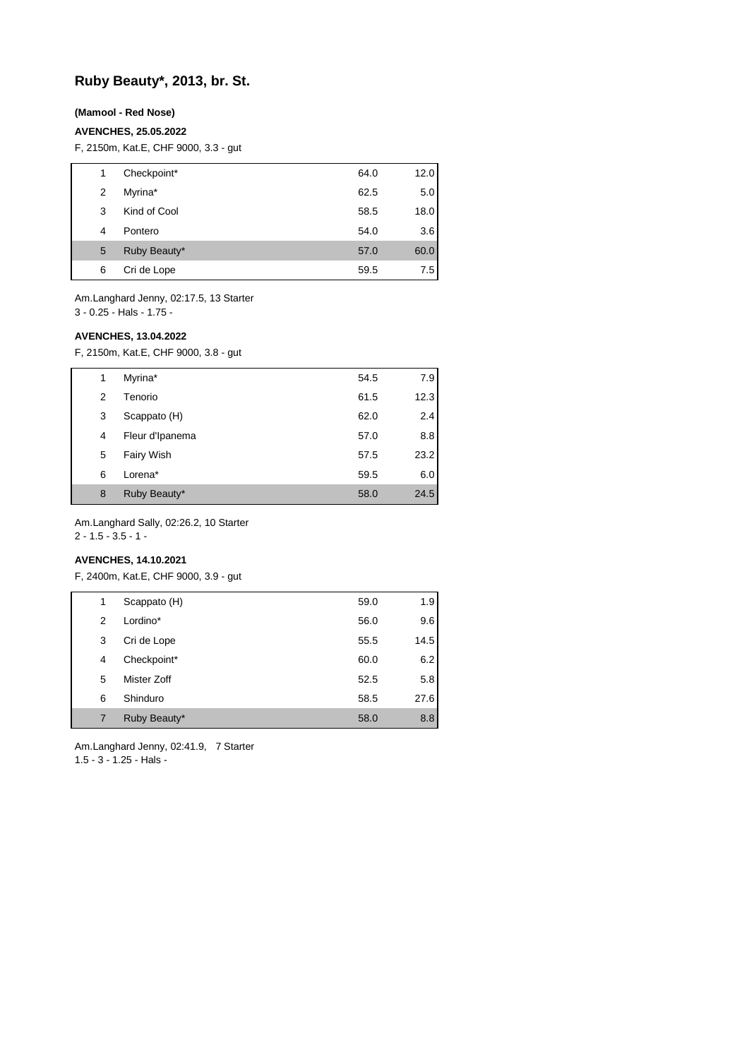## Ruby Beauty*, 2013, br. St.

**(Mamool - Red Nose)**

**AVENCHES, 25.05.2022**

F, 2150m, Kat.E, CHF 9000, 3.3 - gut

| | | | |
|---|---|---|---|
| 1 | Checkpoint* | 64.0 | 12.0 |
| 2 | Myrina* | 62.5 | 5.0 |
| 3 | Kind of Cool | 58.5 | 18.0 |
| 4 | Pontero | 54.0 | 3.6 |
| 5 | Ruby Beauty* | 57.0 | 60.0 |
| 6 | Cri de Lope | 59.5 | 7.5 |

Am.Langhard Jenny, 02:17.5, 13 Starter
3 - 0.25 - Hals - 1.75 -

**AVENCHES, 13.04.2022**

F, 2150m, Kat.E, CHF 9000, 3.8 - gut

| | | | |
|---|---|---|---|
| 1 | Myrina* | 54.5 | 7.9 |
| 2 | Tenorio | 61.5 | 12.3 |
| 3 | Scappato (H) | 62.0 | 2.4 |
| 4 | Fleur d'Ipanema | 57.0 | 8.8 |
| 5 | Fairy Wish | 57.5 | 23.2 |
| 6 | Lorena* | 59.5 | 6.0 |
| 8 | Ruby Beauty* | 58.0 | 24.5 |

Am.Langhard Sally, 02:26.2, 10 Starter
2 - 1.5 - 3.5 - 1 -

**AVENCHES, 14.10.2021**

F, 2400m, Kat.E, CHF 9000, 3.9 - gut

| | | | |
|---|---|---|---|
| 1 | Scappato (H) | 59.0 | 1.9 |
| 2 | Lordino* | 56.0 | 9.6 |
| 3 | Cri de Lope | 55.5 | 14.5 |
| 4 | Checkpoint* | 60.0 | 6.2 |
| 5 | Mister Zoff | 52.5 | 5.8 |
| 6 | Shinduro | 58.5 | 27.6 |
| 7 | Ruby Beauty* | 58.0 | 8.8 |

Am.Langhard Jenny, 02:41.9, 7 Starter
1.5 - 3 - 1.25 - Hals -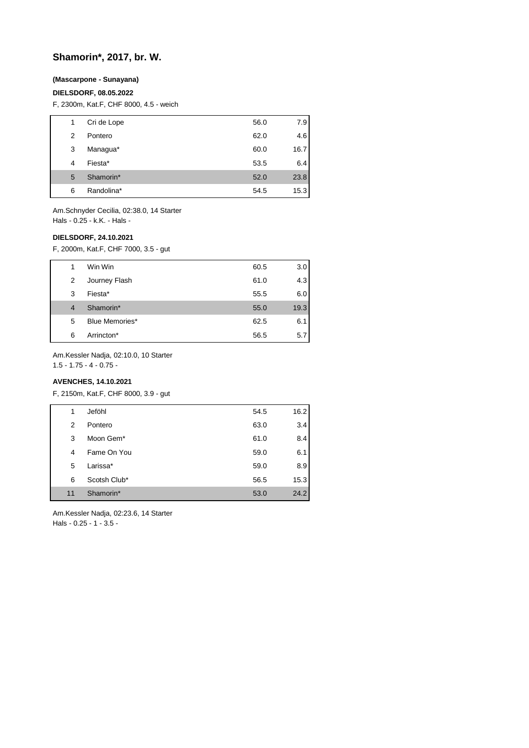## Shamorin*, 2017, br. W.

**(Mascarpone - Sunayana)**

**DIELSDORF, 08.05.2022**

F, 2300m, Kat.F, CHF 8000, 4.5 - weich

| | | | |
|---|---|---|---|
| 1 | Cri de Lope | 56.0 | 7.9 |
| 2 | Pontero | 62.0 | 4.6 |
| 3 | Managua* | 60.0 | 16.7 |
| 4 | Fiesta* | 53.5 | 6.4 |
| 5 | Shamorin* | 52.0 | 23.8 |
| 6 | Randolina* | 54.5 | 15.3 |

Am.Schnyder Cecilia, 02:38.0, 14 Starter
Hals - 0.25 - k.K. - Hals -

**DIELSDORF, 24.10.2021**

F, 2000m, Kat.F, CHF 7000, 3.5 - gut

| | | | |
|---|---|---|---|
| 1 | Win Win | 60.5 | 3.0 |
| 2 | Journey Flash | 61.0 | 4.3 |
| 3 | Fiesta* | 55.5 | 6.0 |
| 4 | Shamorin* | 55.0 | 19.3 |
| 5 | Blue Memories* | 62.5 | 6.1 |
| 6 | Arrincton* | 56.5 | 5.7 |

Am.Kessler Nadja, 02:10.0, 10 Starter
1.5 - 1.75 - 4 - 0.75 -

**AVENCHES, 14.10.2021**

F, 2150m, Kat.F, CHF 8000, 3.9 - gut

| | | | |
|---|---|---|---|
| 1 | Jeföhl | 54.5 | 16.2 |
| 2 | Pontero | 63.0 | 3.4 |
| 3 | Moon Gem* | 61.0 | 8.4 |
| 4 | Fame On You | 59.0 | 6.1 |
| 5 | Larissa* | 59.0 | 8.9 |
| 6 | Scotsh Club* | 56.5 | 15.3 |
| 11 | Shamorin* | 53.0 | 24.2 |

Am.Kessler Nadja, 02:23.6, 14 Starter
Hals - 0.25 - 1 - 3.5 -